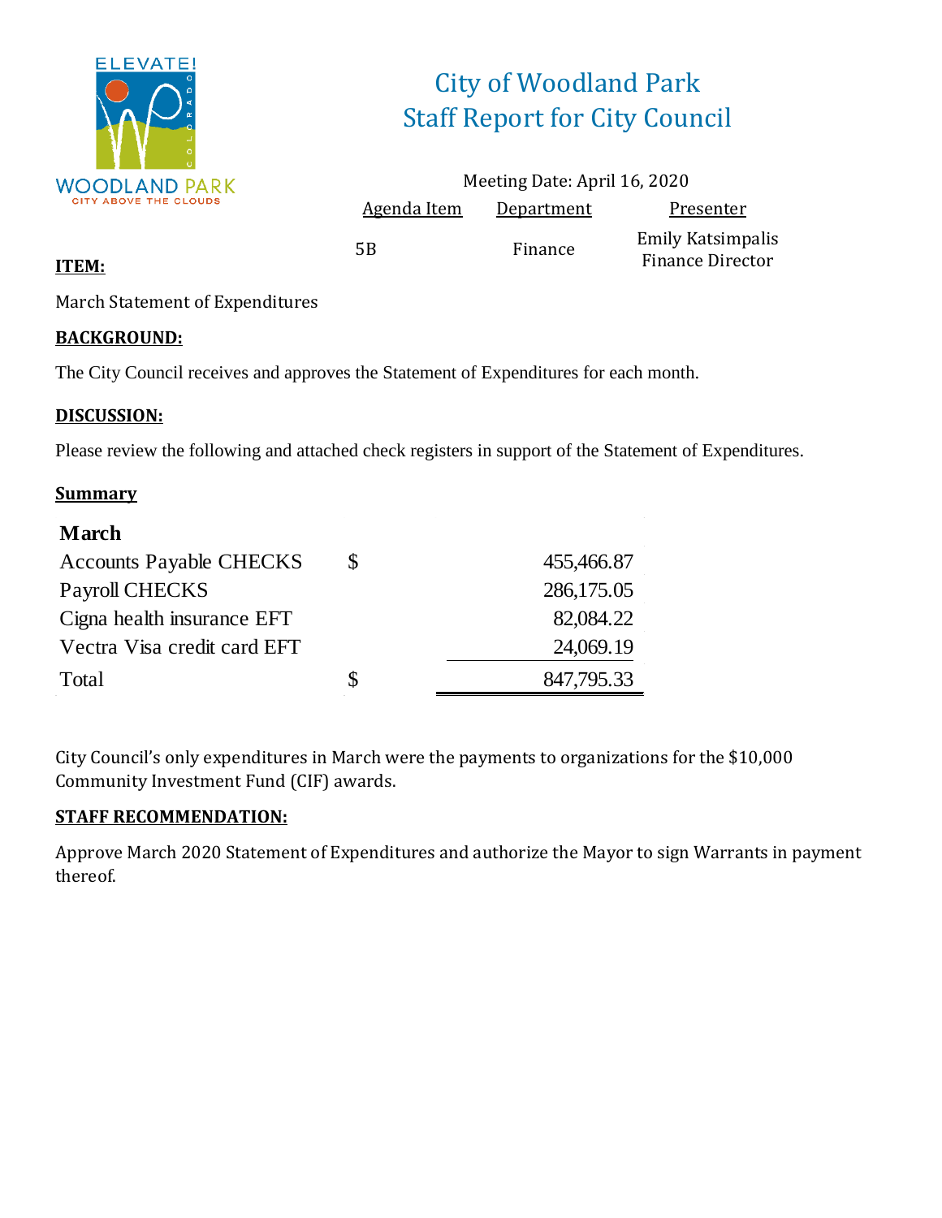ELEVATE!

WOODLAND PARK

CITY ABOVE THE CLOUDS

# City of Woodland Park
# Staff Report for City Council

Meeting Date: April 16, 2020

| Agenda Item | Department | Presenter |
|---|---|---|
| 5B | Finance | Emily Katsimpalis Finance Director |

**ITEM:**

March Statement of Expenditures

**BACKGROUND:**

The City Council receives and approves the Statement of Expenditures for each month.

**DISCUSSION:**

Please review the following and attached check registers in support of the Statement of Expenditures.

**Summary**

| **March** | | |
|---|---|---|
| Accounts Payable CHECKS | $ | 455,466.87 |
| Payroll CHECKS | | 286,175.05 |
| Cigna health insurance EFT | | 82,084.22 |
| Vectra Visa credit card EFT | | 24,069.19 |
| Total | $ | 847,795.33 |

City Council's only expenditures in March were the payments to organizations for the $10,000 Community Investment Fund (CIF) awards.

**STAFF RECOMMENDATION:**

Approve March 2020 Statement of Expenditures and authorize the Mayor to sign Warrants in payment thereof.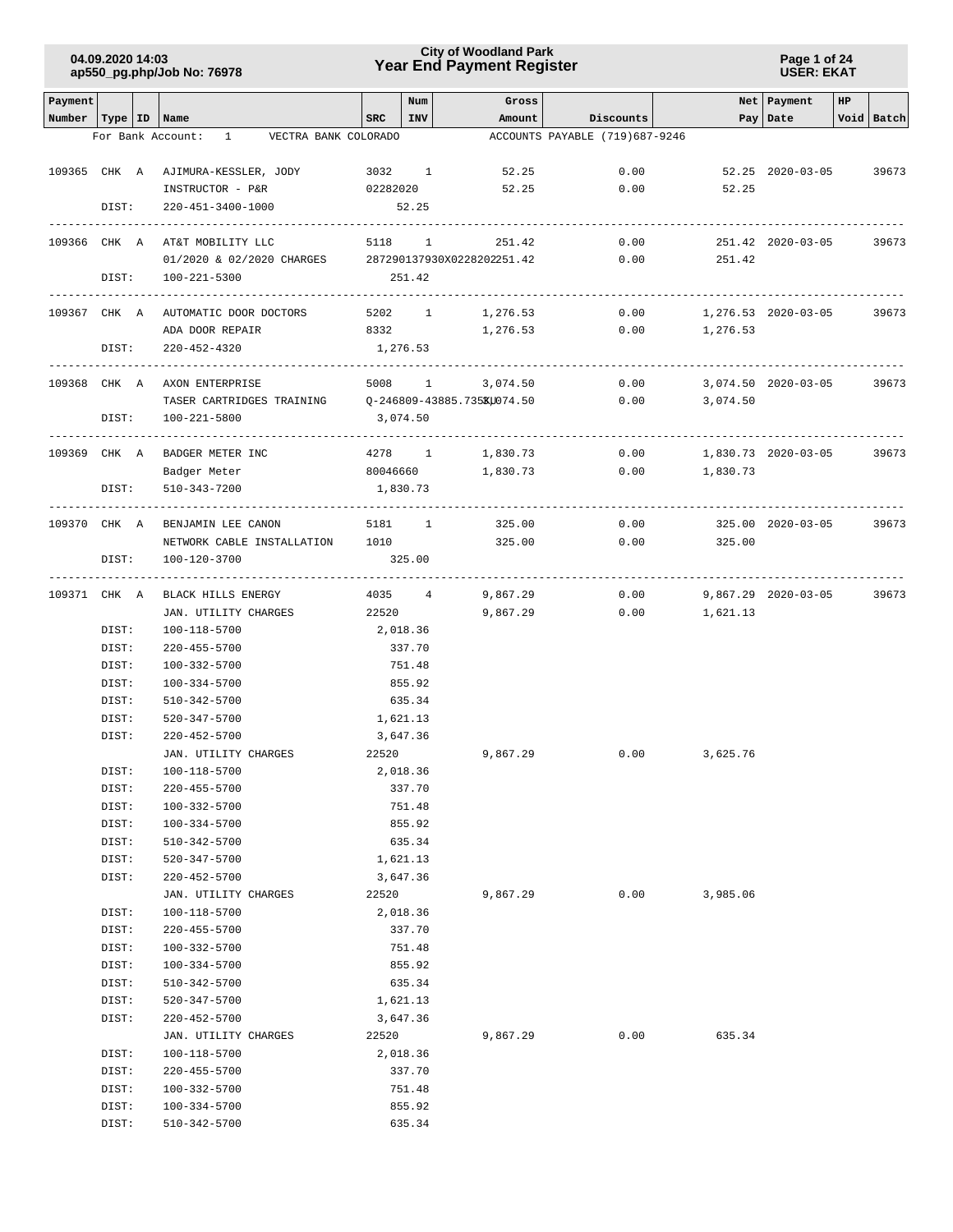# City of Woodland Park
## Year End Payment Register

04.09.2020 14:03
ap550_pg.php/Job No: 76978

USER: EKAT

| Payment Number | Type | ID | Name | SRC | Num INV | Gross Amount | Discounts | Net Pay | Payment Date | HP | Void | Batch |
|---|---|---|---|---|---|---|---|---|---|---|---|---|
| For Bank Account: | | | 1 VECTRA BANK COLORADO | | | | ACCOUNTS PAYABLE (719)687-9246 | | | | | |
| 109365 | CHK | A | AJIMURA-KESSLER, JODY | 3032 | 1 | 52.25 | 0.00 | 52.25 | 2020-03-05 | | | 39673 |
| | | | INSTRUCTOR - P&R | 02282020 | | 52.25 | 0.00 | 52.25 | | | | |
| | DIST: | | 220-451-3400-1000 | | 52.25 | | | | | | | |
| 109366 | CHK | A | AT&T MOBILITY LLC | 5118 | 1 | 251.42 | 0.00 | 251.42 | 2020-03-05 | | | 39673 |
| | | | 01/2020 & 02/2020 CHARGES | 287290137930X02282020 | | 251.42 | 0.00 | 251.42 | | | | |
| | DIST: | | 100-221-5300 | | 251.42 | | | | | | | |
| 109367 | CHK | A | AUTOMATIC DOOR DOCTORS | 5202 | 1 | 1,276.53 | 0.00 | 1,276.53 | 2020-03-05 | | | 39673 |
| | | | ADA DOOR REPAIR | 8332 | | 1,276.53 | 0.00 | 1,276.53 | | | | |
| | DIST: | | 220-452-4320 | | 1,276.53 | | | | | | | |
| 109368 | CHK | A | AXON ENTERPRISE | 5008 | 1 | 3,074.50 | 0.00 | 3,074.50 | 2020-03-05 | | | 39673 |
| | | | TASER CARTRIDGES TRAINING | Q-246809-43885.735KJ | | 3,074.50 | 0.00 | 3,074.50 | | | | |
| | DIST: | | 100-221-5800 | | 3,074.50 | | | | | | | |
| 109369 | CHK | A | BADGER METER INC | 4278 | 1 | 1,830.73 | 0.00 | 1,830.73 | 2020-03-05 | | | 39673 |
| | | | Badger Meter | 80046660 | | 1,830.73 | 0.00 | 1,830.73 | | | | |
| | DIST: | | 510-343-7200 | | 1,830.73 | | | | | | | |
| 109370 | CHK | A | BENJAMIN LEE CANON | 5181 | 1 | 325.00 | 0.00 | 325.00 | 2020-03-05 | | | 39673 |
| | | | NETWORK CABLE INSTALLATION | 1010 | | 325.00 | 0.00 | 325.00 | | | | |
| | DIST: | | 100-120-3700 | | 325.00 | | | | | | | |
| 109371 | CHK | A | BLACK HILLS ENERGY | 4035 | 4 | 9,867.29 | 0.00 | 9,867.29 | 2020-03-05 | | | 39673 |
| | | | JAN. UTILITY CHARGES | 22520 | | 9,867.29 | 0.00 | 1,621.13 | | | | |
| | DIST: | | 100-118-5700 | | 2,018.36 | | | | | | | |
| | DIST: | | 220-455-5700 | | 337.70 | | | | | | | |
| | DIST: | | 100-332-5700 | | 751.48 | | | | | | | |
| | DIST: | | 100-334-5700 | | 855.92 | | | | | | | |
| | DIST: | | 510-342-5700 | | 635.34 | | | | | | | |
| | DIST: | | 520-347-5700 | | 1,621.13 | | | | | | | |
| | DIST: | | 220-452-5700 | | 3,647.36 | | | | | | | |
| | | | JAN. UTILITY CHARGES | 22520 | | 9,867.29 | 0.00 | 3,625.76 | | | | |
| | DIST: | | 100-118-5700 | | 2,018.36 | | | | | | | |
| | DIST: | | 220-455-5700 | | 337.70 | | | | | | | |
| | DIST: | | 100-332-5700 | | 751.48 | | | | | | | |
| | DIST: | | 100-334-5700 | | 855.92 | | | | | | | |
| | DIST: | | 510-342-5700 | | 635.34 | | | | | | | |
| | DIST: | | 520-347-5700 | | 1,621.13 | | | | | | | |
| | DIST: | | 220-452-5700 | | 3,647.36 | | | | | | | |
| | | | JAN. UTILITY CHARGES | 22520 | | 9,867.29 | 0.00 | 3,985.06 | | | | |
| | DIST: | | 100-118-5700 | | 2,018.36 | | | | | | | |
| | DIST: | | 220-455-5700 | | 337.70 | | | | | | | |
| | DIST: | | 100-332-5700 | | 751.48 | | | | | | | |
| | DIST: | | 100-334-5700 | | 855.92 | | | | | | | |
| | DIST: | | 510-342-5700 | | 635.34 | | | | | | | |
| | DIST: | | 520-347-5700 | | 1,621.13 | | | | | | | |
| | DIST: | | 220-452-5700 | | 3,647.36 | | | | | | | |
| | | | JAN. UTILITY CHARGES | 22520 | | 9,867.29 | 0.00 | 635.34 | | | | |
| | DIST: | | 100-118-5700 | | 2,018.36 | | | | | | | |
| | DIST: | | 220-455-5700 | | 337.70 | | | | | | | |
| | DIST: | | 100-332-5700 | | 751.48 | | | | | | | |
| | DIST: | | 100-334-5700 | | 855.92 | | | | | | | |
| | DIST: | | 510-342-5700 | | 635.34 | | | | | | | |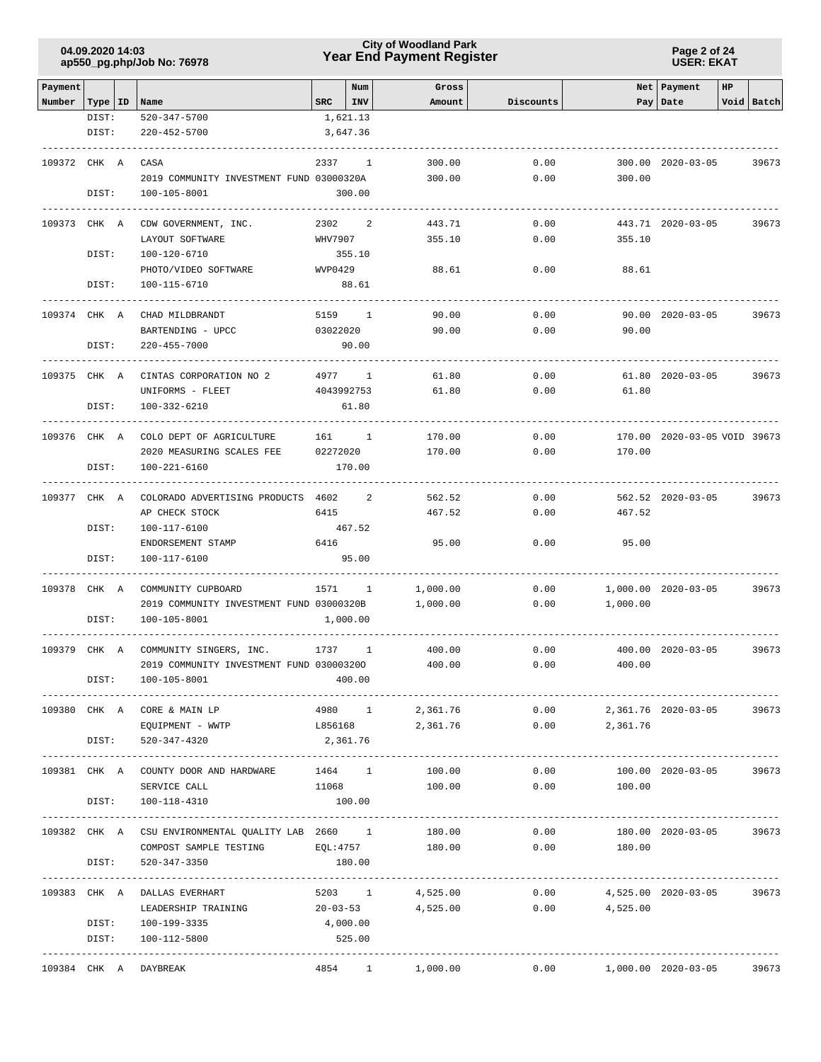| Payment Number | Type | ID | Name | SRC | Num INV | Gross Amount | Discounts | Net Pay | Payment Date | HP | Void | Batch |
|---|---|---|---|---|---|---|---|---|---|---|---|---|
| | DIST: | | 520-347-5700 | 1,621.13 | | | | | | | | |
| | DIST: | | 220-452-5700 | 3,647.36 | | | | | | | | |
| 109372 | CHK | A | CASA | 2337 | 1 | 300.00 | 0.00 | 300.00 | 2020-03-05 | | | 39673 |
| | | | 2019 COMMUNITY INVESTMENT FUND | 03000320A | | 300.00 | 0.00 | 300.00 | | | | |
| | DIST: | | 100-105-8001 | 300.00 | | | | | | | | |
| 109373 | CHK | A | CDW GOVERNMENT, INC. | 2302 | 2 | 443.71 | 0.00 | 443.71 | 2020-03-05 | | | 39673 |
| | | | LAYOUT SOFTWARE | WHV7907 | | 355.10 | 0.00 | 355.10 | | | | |
| | DIST: | | 100-120-6710 | 355.10 | | | | | | | | |
| | | | PHOTO/VIDEO SOFTWARE | WVP0429 | | 88.61 | 0.00 | 88.61 | | | | |
| | DIST: | | 100-115-6710 | 88.61 | | | | | | | | |
| 109374 | CHK | A | CHAD MILDBRANDT | 5159 | 1 | 90.00 | 0.00 | 90.00 | 2020-03-05 | | | 39673 |
| | | | BARTENDING - UPCC | 03022020 | | 90.00 | 0.00 | 90.00 | | | | |
| | DIST: | | 220-455-7000 | 90.00 | | | | | | | | |
| 109375 | CHK | A | CINTAS CORPORATION NO 2 | 4977 | 1 | 61.80 | 0.00 | 61.80 | 2020-03-05 | | | 39673 |
| | | | UNIFORMS - FLEET | 4043992753 | | 61.80 | 0.00 | 61.80 | | | | |
| | DIST: | | 100-332-6210 | 61.80 | | | | | | | | |
| 109376 | CHK | A | COLO DEPT OF AGRICULTURE | 161 | 1 | 170.00 | 0.00 | 170.00 | 2020-03-05 | | VOID | 39673 |
| | | | 2020 MEASURING SCALES FEE | 02272020 | | 170.00 | 0.00 | 170.00 | | | | |
| | DIST: | | 100-221-6160 | 170.00 | | | | | | | | |
| 109377 | CHK | A | COLORADO ADVERTISING PRODUCTS | 4602 | 2 | 562.52 | 0.00 | 562.52 | 2020-03-05 | | | 39673 |
| | | | AP CHECK STOCK | 6415 | | 467.52 | 0.00 | 467.52 | | | | |
| | DIST: | | 100-117-6100 | 467.52 | | | | | | | | |
| | | | ENDORSEMENT STAMP | 6416 | | 95.00 | 0.00 | 95.00 | | | | |
| | DIST: | | 100-117-6100 | 95.00 | | | | | | | | |
| 109378 | CHK | A | COMMUNITY CUPBOARD | 1571 | 1 | 1,000.00 | 0.00 | 1,000.00 | 2020-03-05 | | | 39673 |
| | | | 2019 COMMUNITY INVESTMENT FUND | 03000320B | | 1,000.00 | 0.00 | 1,000.00 | | | | |
| | DIST: | | 100-105-8001 | 1,000.00 | | | | | | | | |
| 109379 | CHK | A | COMMUNITY SINGERS, INC. | 1737 | 1 | 400.00 | 0.00 | 400.00 | 2020-03-05 | | | 39673 |
| | | | 2019 COMMUNITY INVESTMENT FUND | 03000320O | | 400.00 | 0.00 | 400.00 | | | | |
| | DIST: | | 100-105-8001 | 400.00 | | | | | | | | |
| 109380 | CHK | A | CORE & MAIN LP | 4980 | 1 | 2,361.76 | 0.00 | 2,361.76 | 2020-03-05 | | | 39673 |
| | | | EQUIPMENT - WWTP | L856168 | | 2,361.76 | 0.00 | 2,361.76 | | | | |
| | DIST: | | 520-347-4320 | 2,361.76 | | | | | | | | |
| 109381 | CHK | A | COUNTY DOOR AND HARDWARE | 1464 | 1 | 100.00 | 0.00 | 100.00 | 2020-03-05 | | | 39673 |
| | | | SERVICE CALL | 11068 | | 100.00 | 0.00 | 100.00 | | | | |
| | DIST: | | 100-118-4310 | 100.00 | | | | | | | | |
| 109382 | CHK | A | CSU ENVIRONMENTAL QUALITY LAB | 2660 | 1 | 180.00 | 0.00 | 180.00 | 2020-03-05 | | | 39673 |
| | | | COMPOST SAMPLE TESTING | EQL:4757 | | 180.00 | 0.00 | 180.00 | | | | |
| | DIST: | | 520-347-3350 | 180.00 | | | | | | | | |
| 109383 | CHK | A | DALLAS EVERHART | 5203 | 1 | 4,525.00 | 0.00 | 4,525.00 | 2020-03-05 | | | 39673 |
| | | | LEADERSHIP TRAINING | 20-03-53 | | 4,525.00 | 0.00 | 4,525.00 | | | | |
| | DIST: | | 100-199-3335 | 4,000.00 | | | | | | | | |
| | DIST: | | 100-112-5800 | 525.00 | | | | | | | | |
| 109384 | CHK | A | DAYBREAK | 4854 | 1 | 1,000.00 | 0.00 | 1,000.00 | 2020-03-05 | | | 39673 |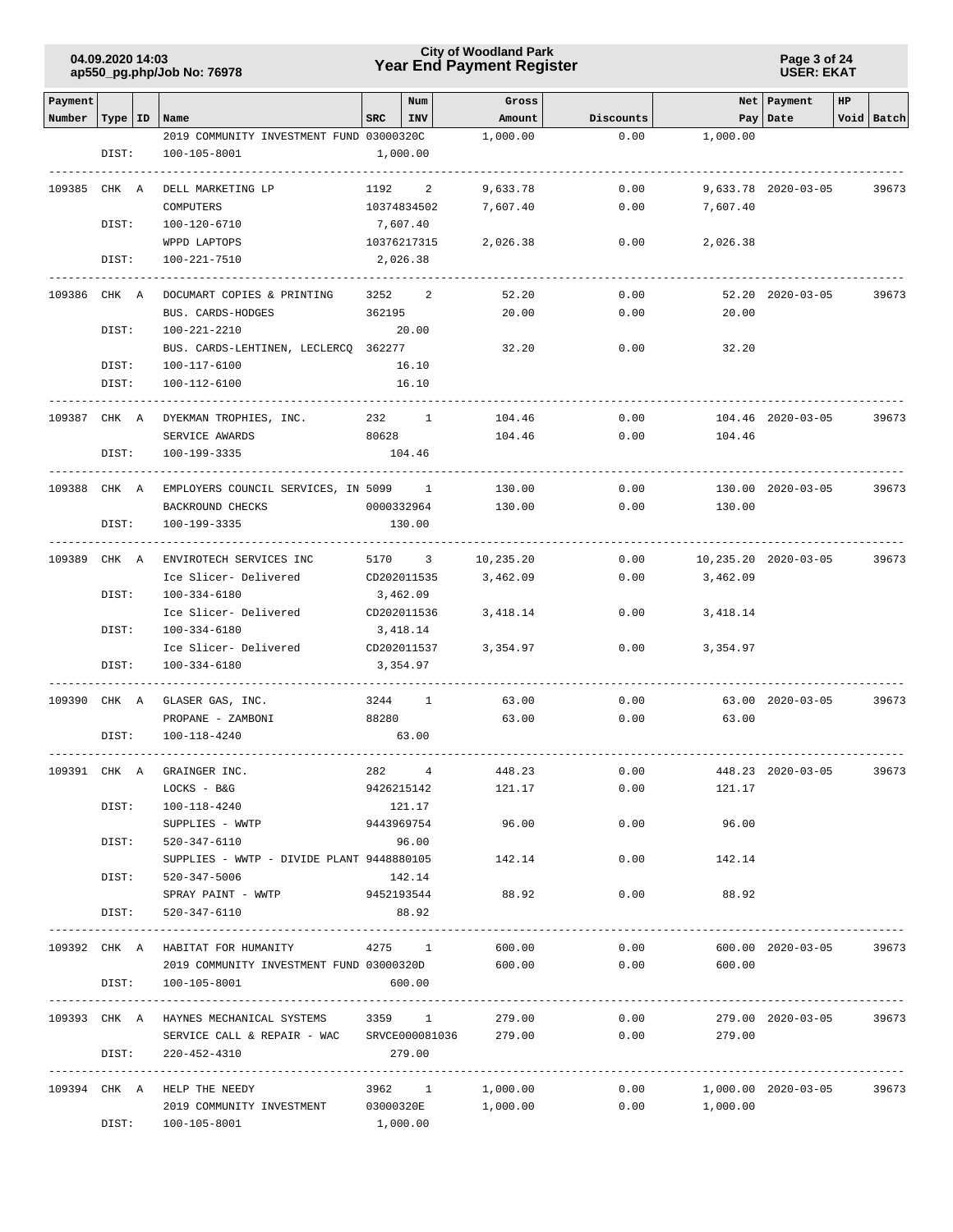| Payment Number | Type | ID | Name | SRC | Num INV | Gross Amount | Discounts | Net Pay | Payment Date | HP Void | Batch |
|---|---|---|---|---|---|---|---|---|---|---|---|
| | | | 2019 COMMUNITY INVESTMENT FUND | 03000320C | | 1,000.00 | 0.00 | 1,000.00 | | | |
| | DIST: | | 100-105-8001 | 1,000.00 | | | | | | | |
| 109385 | CHK | A | DELL MARKETING LP | 1192 | 2 | 9,633.78 | 0.00 | 9,633.78 | 2020-03-05 | | 39673 |
| | | | COMPUTERS | 10374834502 | | 7,607.40 | 0.00 | 7,607.40 | | | |
| | DIST: | | 100-120-6710 | 7,607.40 | | | | | | | |
| | | | WPPD LAPTOPS | 10376217315 | | 2,026.38 | 0.00 | 2,026.38 | | | |
| | DIST: | | 100-221-7510 | 2,026.38 | | | | | | | |
| 109386 | CHK | A | DOCUMART COPIES & PRINTING | 3252 | 2 | 52.20 | 0.00 | 52.20 | 2020-03-05 | | 39673 |
| | | | BUS. CARDS-HODGES | 362195 | | 20.00 | 0.00 | 20.00 | | | |
| | DIST: | | 100-221-2210 | 20.00 | | | | | | | |
| | | | BUS. CARDS-LEHTINEN, LECLERCQ | 362277 | | 32.20 | 0.00 | 32.20 | | | |
| | DIST: | | 100-117-6100 | 16.10 | | | | | | | |
| | DIST: | | 100-112-6100 | 16.10 | | | | | | | |
| 109387 | CHK | A | DYEKMAN TROPHIES, INC. | 232 | 1 | 104.46 | 0.00 | 104.46 | 2020-03-05 | | 39673 |
| | | | SERVICE AWARDS | 80628 | | 104.46 | 0.00 | 104.46 | | | |
| | DIST: | | 100-199-3335 | 104.46 | | | | | | | |
| 109388 | CHK | A | EMPLOYERS COUNCIL SERVICES, IN | 5099 | 1 | 130.00 | 0.00 | 130.00 | 2020-03-05 | | 39673 |
| | | | BACKROUND CHECKS | 0000332964 | | 130.00 | 0.00 | 130.00 | | | |
| | DIST: | | 100-199-3335 | 130.00 | | | | | | | |
| 109389 | CHK | A | ENVIROTECH SERVICES INC | 5170 | 3 | 10,235.20 | 0.00 | 10,235.20 | 2020-03-05 | | 39673 |
| | | | Ice Slicer- Delivered | CD202011535 | | 3,462.09 | 0.00 | 3,462.09 | | | |
| | DIST: | | 100-334-6180 | 3,462.09 | | | | | | | |
| | | | Ice Slicer- Delivered | CD202011536 | | 3,418.14 | 0.00 | 3,418.14 | | | |
| | DIST: | | 100-334-6180 | 3,418.14 | | | | | | | |
| | | | Ice Slicer- Delivered | CD202011537 | | 3,354.97 | 0.00 | 3,354.97 | | | |
| | DIST: | | 100-334-6180 | 3,354.97 | | | | | | | |
| 109390 | CHK | A | GLASER GAS, INC. | 3244 | 1 | 63.00 | 0.00 | 63.00 | 2020-03-05 | | 39673 |
| | | | PROPANE - ZAMBONI | 88280 | | 63.00 | 0.00 | 63.00 | | | |
| | DIST: | | 100-118-4240 | 63.00 | | | | | | | |
| 109391 | CHK | A | GRAINGER INC. | 282 | 4 | 448.23 | 0.00 | 448.23 | 2020-03-05 | | 39673 |
| | | | LOCKS - B&G | 9426215142 | | 121.17 | 0.00 | 121.17 | | | |
| | DIST: | | 100-118-4240 | 121.17 | | | | | | | |
| | | | SUPPLIES - WWTP | 9443969754 | | 96.00 | 0.00 | 96.00 | | | |
| | DIST: | | 520-347-6110 | 96.00 | | | | | | | |
| | | | SUPPLIES - WWTP - DIVIDE PLANT | 9448880105 | | 142.14 | 0.00 | 142.14 | | | |
| | DIST: | | 520-347-5006 | 142.14 | | | | | | | |
| | | | SPRAY PAINT - WWTP | 9452193544 | | 88.92 | 0.00 | 88.92 | | | |
| | DIST: | | 520-347-6110 | 88.92 | | | | | | | |
| 109392 | CHK | A | HABITAT FOR HUMANITY | 4275 | 1 | 600.00 | 0.00 | 600.00 | 2020-03-05 | | 39673 |
| | | | 2019 COMMUNITY INVESTMENT FUND | 03000320D | | 600.00 | 0.00 | 600.00 | | | |
| | DIST: | | 100-105-8001 | 600.00 | | | | | | | |
| 109393 | CHK | A | HAYNES MECHANICAL SYSTEMS | 3359 | 1 | 279.00 | 0.00 | 279.00 | 2020-03-05 | | 39673 |
| | | | SERVICE CALL & REPAIR - WAC | SRVCE000081036 | | 279.00 | 0.00 | 279.00 | | | |
| | DIST: | | 220-452-4310 | 279.00 | | | | | | | |
| 109394 | CHK | A | HELP THE NEEDY | 3962 | 1 | 1,000.00 | 0.00 | 1,000.00 | 2020-03-05 | | 39673 |
| | | | 2019 COMMUNITY INVESTMENT | 03000320E | | 1,000.00 | 0.00 | 1,000.00 | | | |
| | DIST: | | 100-105-8001 | 1,000.00 | | | | | | | |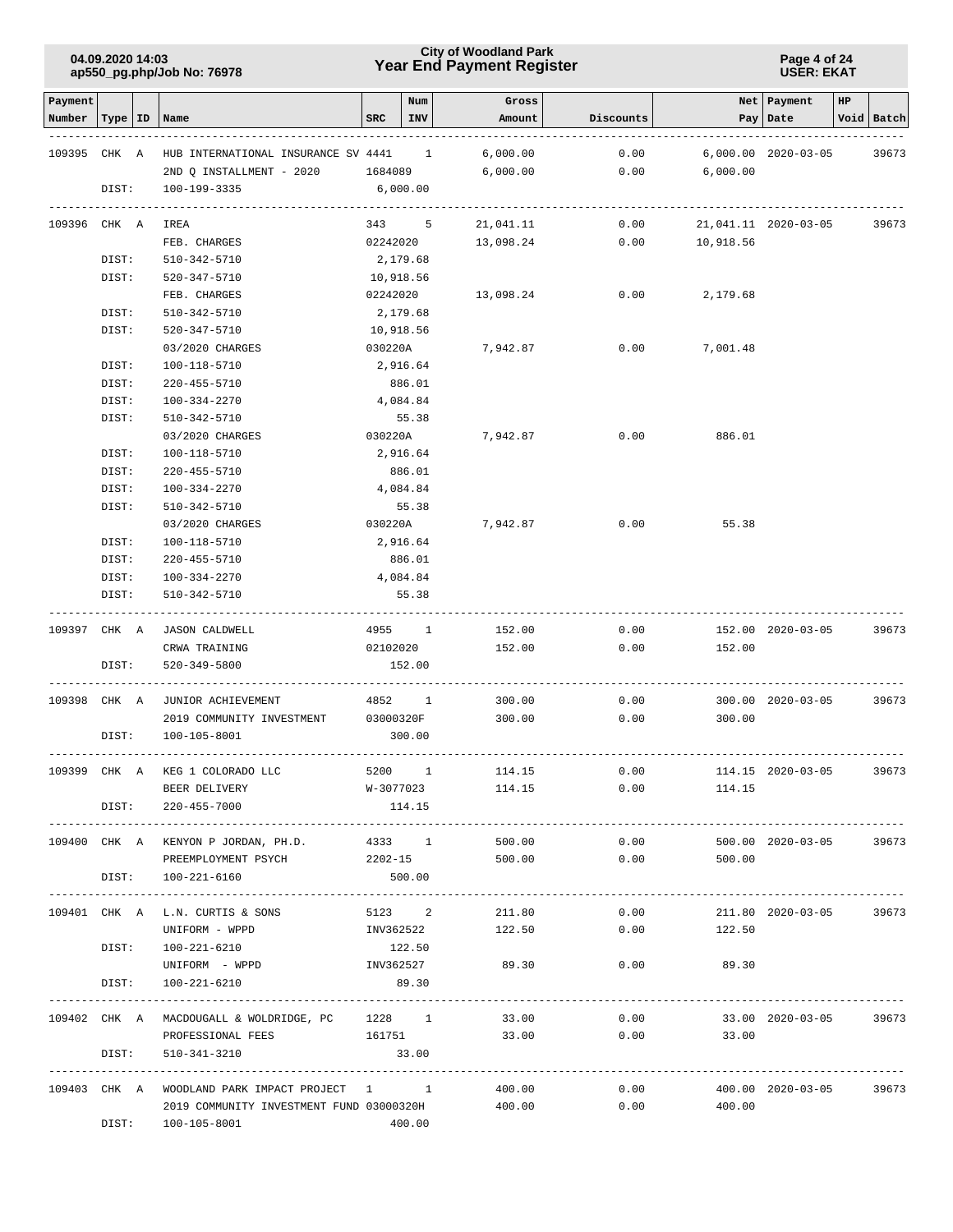| Payment Number | Type | ID | Name | SRC | Num INV | Gross Amount | Discounts | Net Pay | Payment Date | HP Void | Batch |
|---|---|---|---|---|---|---|---|---|---|---|---|
| 109395 | CHK | A | HUB INTERNATIONAL INSURANCE SV | 4441 | 1 | 6,000.00 | 0.00 | 6,000.00 | 2020-03-05 | | 39673 |
| | | | 2ND Q INSTALLMENT - 2020 | 1684089 | | 6,000.00 | 0.00 | 6,000.00 | | | |
| | DIST: | | 100-199-3335 | 6,000.00 | | | | | | | |
| 109396 | CHK | A | IREA | 343 | 5 | 21,041.11 | 0.00 | 21,041.11 | 2020-03-05 | | 39673 |
| | | | FEB. CHARGES | 02242020 | | 13,098.24 | 0.00 | 10,918.56 | | | |
| | DIST: | | 510-342-5710 | 2,179.68 | | | | | | | |
| | DIST: | | 520-347-5710 | 10,918.56 | | | | | | | |
| | | | FEB. CHARGES | 02242020 | | 13,098.24 | 0.00 | 2,179.68 | | | |
| | DIST: | | 510-342-5710 | 2,179.68 | | | | | | | |
| | DIST: | | 520-347-5710 | 10,918.56 | | | | | | | |
| | | | 03/2020 CHARGES | 030220A | | 7,942.87 | 0.00 | 7,001.48 | | | |
| | DIST: | | 100-118-5710 | 2,916.64 | | | | | | | |
| | DIST: | | 220-455-5710 | 886.01 | | | | | | | |
| | DIST: | | 100-334-2270 | 4,084.84 | | | | | | | |
| | DIST: | | 510-342-5710 | 55.38 | | | | | | | |
| | | | 03/2020 CHARGES | 030220A | | 7,942.87 | 0.00 | 886.01 | | | |
| | DIST: | | 100-118-5710 | 2,916.64 | | | | | | | |
| | DIST: | | 220-455-5710 | 886.01 | | | | | | | |
| | DIST: | | 100-334-2270 | 4,084.84 | | | | | | | |
| | DIST: | | 510-342-5710 | 55.38 | | | | | | | |
| | | | 03/2020 CHARGES | 030220A | | 7,942.87 | 0.00 | 55.38 | | | |
| | DIST: | | 100-118-5710 | 2,916.64 | | | | | | | |
| | DIST: | | 220-455-5710 | 886.01 | | | | | | | |
| | DIST: | | 100-334-2270 | 4,084.84 | | | | | | | |
| | DIST: | | 510-342-5710 | 55.38 | | | | | | | |
| 109397 | CHK | A | JASON CALDWELL | 4955 | 1 | 152.00 | 0.00 | 152.00 | 2020-03-05 | | 39673 |
| | | | CRWA TRAINING | 02102020 | | 152.00 | 0.00 | 152.00 | | | |
| | DIST: | | 520-349-5800 | 152.00 | | | | | | | |
| 109398 | CHK | A | JUNIOR ACHIEVEMENT | 4852 | 1 | 300.00 | 0.00 | 300.00 | 2020-03-05 | | 39673 |
| | | | 2019 COMMUNITY INVESTMENT | 03000320F | | 300.00 | 0.00 | 300.00 | | | |
| | DIST: | | 100-105-8001 | 300.00 | | | | | | | |
| 109399 | CHK | A | KEG 1 COLORADO LLC | 5200 | 1 | 114.15 | 0.00 | 114.15 | 2020-03-05 | | 39673 |
| | | | BEER DELIVERY | W-3077023 | | 114.15 | 0.00 | 114.15 | | | |
| | DIST: | | 220-455-7000 | 114.15 | | | | | | | |
| 109400 | CHK | A | KENYON P JORDAN, PH.D. | 4333 | 1 | 500.00 | 0.00 | 500.00 | 2020-03-05 | | 39673 |
| | | | PREEMPLOYMENT PSYCH | 2202-15 | | 500.00 | 0.00 | 500.00 | | | |
| | DIST: | | 100-221-6160 | 500.00 | | | | | | | |
| 109401 | CHK | A | L.N. CURTIS & SONS | 5123 | 2 | 211.80 | 0.00 | 211.80 | 2020-03-05 | | 39673 |
| | | | UNIFORM - WPPD | INV362522 | | 122.50 | 0.00 | 122.50 | | | |
| | DIST: | | 100-221-6210 | 122.50 | | | | | | | |
| | | | UNIFORM - WPPD | INV362527 | | 89.30 | 0.00 | 89.30 | | | |
| | DIST: | | 100-221-6210 | 89.30 | | | | | | | |
| 109402 | CHK | A | MACDOUGALL & WOLDRIDGE, PC | 1228 | 1 | 33.00 | 0.00 | 33.00 | 2020-03-05 | | 39673 |
| | | | PROFESSIONAL FEES | 161751 | | 33.00 | 0.00 | 33.00 | | | |
| | DIST: | | 510-341-3210 | 33.00 | | | | | | | |
| 109403 | CHK | A | WOODLAND PARK IMPACT PROJECT | 1 | 1 | 400.00 | 0.00 | 400.00 | 2020-03-05 | | 39673 |
| | | | 2019 COMMUNITY INVESTMENT FUND | 03000320H | | 400.00 | 0.00 | 400.00 | | | |
| | DIST: | | 100-105-8001 | 400.00 | | | | | | | |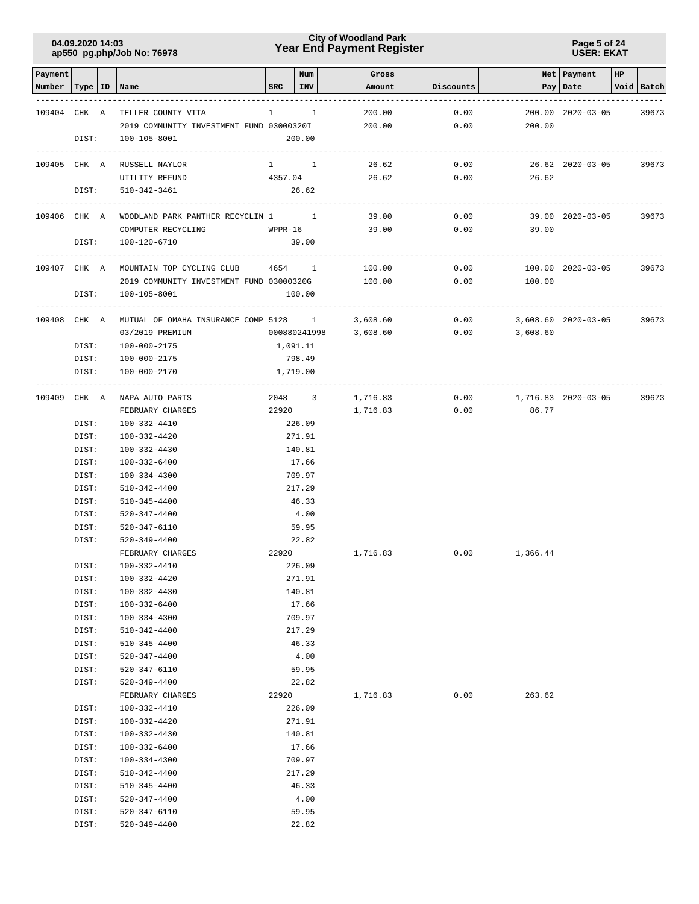| Payment Number | Type | ID | Name | SRC | Num INV | Gross Amount | Discounts | Net Pay | Payment Date | HP Void | Batch |
|---|---|---|---|---|---|---|---|---|---|---|---|
| 109404 | CHK | A | TELLER COUNTY VITA | 1 | 1 | 200.00 | 0.00 | 200.00 | 2020-03-05 | | 39673 |
| | | | 2019 COMMUNITY INVESTMENT FUND 03000320I | | | 200.00 | 0.00 | 200.00 | | | |
| | DIST: | | 100-105-8001 | | 200.00 | | | | | | |
| 109405 | CHK | A | RUSSELL NAYLOR | 1 | 1 | 26.62 | 0.00 | 26.62 | 2020-03-05 | | 39673 |
| | | | UTILITY REFUND | 4357.04 | | 26.62 | 0.00 | 26.62 | | | |
| | DIST: | | 510-342-3461 | | 26.62 | | | | | | |
| 109406 | CHK | A | WOODLAND PARK PANTHER RECYCLIN | 1 | 1 | 39.00 | 0.00 | 39.00 | 2020-03-05 | | 39673 |
| | | | COMPUTER RECYCLING | WPPR-16 | | 39.00 | 0.00 | 39.00 | | | |
| | DIST: | | 100-120-6710 | | 39.00 | | | | | | |
| 109407 | CHK | A | MOUNTAIN TOP CYCLING CLUB | 4654 | 1 | 100.00 | 0.00 | 100.00 | 2020-03-05 | | 39673 |
| | | | 2019 COMMUNITY INVESTMENT FUND 03000320G | | | 100.00 | 0.00 | 100.00 | | | |
| | DIST: | | 100-105-8001 | | 100.00 | | | | | | |
| 109408 | CHK | A | MUTUAL OF OMAHA INSURANCE COMP | 5128 | 1 | 3,608.60 | 0.00 | 3,608.60 | 2020-03-05 | | 39673 |
| | | | 03/2019 PREMIUM | 000880241998 | | 3,608.60 | 0.00 | 3,608.60 | | | |
| | DIST: | | 100-000-2175 | | 1,091.11 | | | | | | |
| | DIST: | | 100-000-2175 | | 798.49 | | | | | | |
| | DIST: | | 100-000-2170 | | 1,719.00 | | | | | | |
| 109409 | CHK | A | NAPA AUTO PARTS | 2048 | 3 | 1,716.83 | 0.00 | 1,716.83 | 2020-03-05 | | 39673 |
| | | | FEBRUARY CHARGES | 22920 | | 1,716.83 | 0.00 | 86.77 | | | |
| | DIST: | | 100-332-4410 | | 226.09 | | | | | | |
| | DIST: | | 100-332-4420 | | 271.91 | | | | | | |
| | DIST: | | 100-332-4430 | | 140.81 | | | | | | |
| | DIST: | | 100-332-6400 | | 17.66 | | | | | | |
| | DIST: | | 100-334-4300 | | 709.97 | | | | | | |
| | DIST: | | 510-342-4400 | | 217.29 | | | | | | |
| | DIST: | | 510-345-4400 | | 46.33 | | | | | | |
| | DIST: | | 520-347-4400 | | 4.00 | | | | | | |
| | DIST: | | 520-347-6110 | | 59.95 | | | | | | |
| | DIST: | | 520-349-4400 | | 22.82 | | | | | | |
| | | | FEBRUARY CHARGES | 22920 | | 1,716.83 | 0.00 | 1,366.44 | | | |
| | DIST: | | 100-332-4410 | | 226.09 | | | | | | |
| | DIST: | | 100-332-4420 | | 271.91 | | | | | | |
| | DIST: | | 100-332-4430 | | 140.81 | | | | | | |
| | DIST: | | 100-332-6400 | | 17.66 | | | | | | |
| | DIST: | | 100-334-4300 | | 709.97 | | | | | | |
| | DIST: | | 510-342-4400 | | 217.29 | | | | | | |
| | DIST: | | 510-345-4400 | | 46.33 | | | | | | |
| | DIST: | | 520-347-4400 | | 4.00 | | | | | | |
| | DIST: | | 520-347-6110 | | 59.95 | | | | | | |
| | DIST: | | 520-349-4400 | | 22.82 | | | | | | |
| | | | FEBRUARY CHARGES | 22920 | | 1,716.83 | 0.00 | 263.62 | | | |
| | DIST: | | 100-332-4410 | | 226.09 | | | | | | |
| | DIST: | | 100-332-4420 | | 271.91 | | | | | | |
| | DIST: | | 100-332-4430 | | 140.81 | | | | | | |
| | DIST: | | 100-332-6400 | | 17.66 | | | | | | |
| | DIST: | | 100-334-4300 | | 709.97 | | | | | | |
| | DIST: | | 510-342-4400 | | 217.29 | | | | | | |
| | DIST: | | 510-345-4400 | | 46.33 | | | | | | |
| | DIST: | | 520-347-4400 | | 4.00 | | | | | | |
| | DIST: | | 520-347-6110 | | 59.95 | | | | | | |
| | DIST: | | 520-349-4400 | | 22.82 | | | | | | |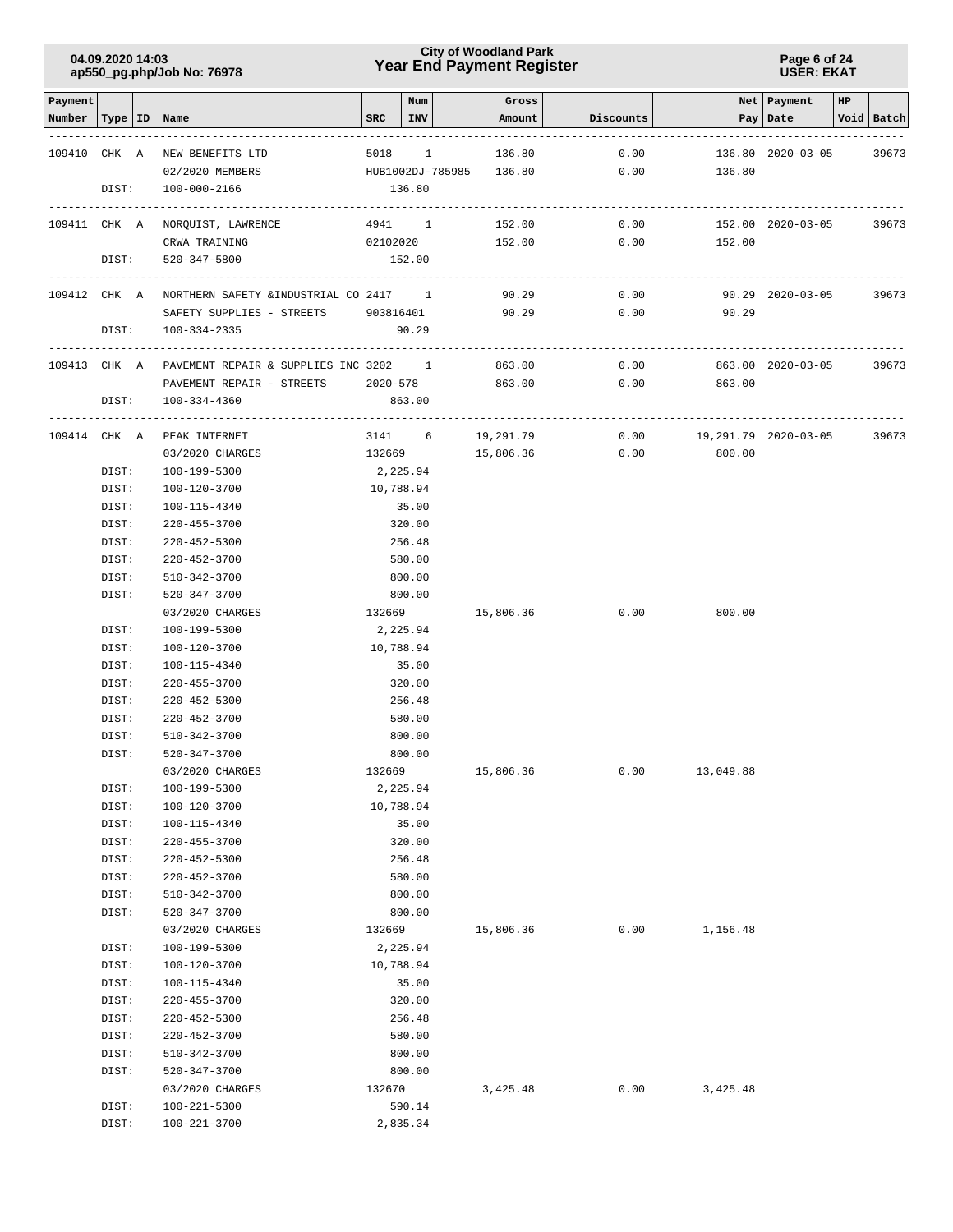| Payment Number | Type | ID | Name | SRC | Num INV | Gross Amount | Discounts | Net Pay | Payment Date | HP Void | Batch |
|---|---|---|---|---|---|---|---|---|---|---|---|
| 109410 | CHK | A | NEW BENEFITS LTD | 5018 | 1 | 136.80 | 0.00 | 136.80 | 2020-03-05 | | 39673 |
| | | | 02/2020 MEMBERS | HUB1002DJ-785985 | | 136.80 | 0.00 | 136.80 | | | |
| | DIST: | | 100-000-2166 | 136.80 | | | | | | | |
| 109411 | CHK | A | NORQUIST, LAWRENCE | 4941 | 1 | 152.00 | 0.00 | 152.00 | 2020-03-05 | | 39673 |
| | | | CRWA TRAINING | 02102020 | | 152.00 | 0.00 | 152.00 | | | |
| | DIST: | | 520-347-5800 | 152.00 | | | | | | | |
| 109412 | CHK | A | NORTHERN SAFETY &INDUSTRIAL CO | 2417 | 1 | 90.29 | 0.00 | 90.29 | 2020-03-05 | | 39673 |
| | | | SAFETY SUPPLIES - STREETS | 903816401 | | 90.29 | 0.00 | 90.29 | | | |
| | DIST: | | 100-334-2335 | 90.29 | | | | | | | |
| 109413 | CHK | A | PAVEMENT REPAIR & SUPPLIES INC | 3202 | 1 | 863.00 | 0.00 | 863.00 | 2020-03-05 | | 39673 |
| | | | PAVEMENT REPAIR - STREETS | 2020-578 | | 863.00 | 0.00 | 863.00 | | | |
| | DIST: | | 100-334-4360 | 863.00 | | | | | | | |
| 109414 | CHK | A | PEAK INTERNET | 3141 | 6 | 19,291.79 | 0.00 | 19,291.79 | 2020-03-05 | | 39673 |
| | | | 03/2020 CHARGES | 132669 | | 15,806.36 | 0.00 | 800.00 | | | |
| | DIST: | | 100-199-5300 | 2,225.94 | | | | | | | |
| | DIST: | | 100-120-3700 | 10,788.94 | | | | | | | |
| | DIST: | | 100-115-4340 | 35.00 | | | | | | | |
| | DIST: | | 220-455-3700 | 320.00 | | | | | | | |
| | DIST: | | 220-452-5300 | 256.48 | | | | | | | |
| | DIST: | | 220-452-3700 | 580.00 | | | | | | | |
| | DIST: | | 510-342-3700 | 800.00 | | | | | | | |
| | DIST: | | 520-347-3700 | 800.00 | | | | | | | |
| | | | 03/2020 CHARGES | 132669 | | 15,806.36 | 0.00 | 800.00 | | | |
| | DIST: | | 100-199-5300 | 2,225.94 | | | | | | | |
| | DIST: | | 100-120-3700 | 10,788.94 | | | | | | | |
| | DIST: | | 100-115-4340 | 35.00 | | | | | | | |
| | DIST: | | 220-455-3700 | 320.00 | | | | | | | |
| | DIST: | | 220-452-5300 | 256.48 | | | | | | | |
| | DIST: | | 220-452-3700 | 580.00 | | | | | | | |
| | DIST: | | 510-342-3700 | 800.00 | | | | | | | |
| | DIST: | | 520-347-3700 | 800.00 | | | | | | | |
| | | | 03/2020 CHARGES | 132669 | | 15,806.36 | 0.00 | 13,049.88 | | | |
| | DIST: | | 100-199-5300 | 2,225.94 | | | | | | | |
| | DIST: | | 100-120-3700 | 10,788.94 | | | | | | | |
| | DIST: | | 100-115-4340 | 35.00 | | | | | | | |
| | DIST: | | 220-455-3700 | 320.00 | | | | | | | |
| | DIST: | | 220-452-5300 | 256.48 | | | | | | | |
| | DIST: | | 220-452-3700 | 580.00 | | | | | | | |
| | DIST: | | 510-342-3700 | 800.00 | | | | | | | |
| | DIST: | | 520-347-3700 | 800.00 | | | | | | | |
| | | | 03/2020 CHARGES | 132669 | | 15,806.36 | 0.00 | 1,156.48 | | | |
| | DIST: | | 100-199-5300 | 2,225.94 | | | | | | | |
| | DIST: | | 100-120-3700 | 10,788.94 | | | | | | | |
| | DIST: | | 100-115-4340 | 35.00 | | | | | | | |
| | DIST: | | 220-455-3700 | 320.00 | | | | | | | |
| | DIST: | | 220-452-5300 | 256.48 | | | | | | | |
| | DIST: | | 220-452-3700 | 580.00 | | | | | | | |
| | DIST: | | 510-342-3700 | 800.00 | | | | | | | |
| | DIST: | | 520-347-3700 | 800.00 | | | | | | | |
| | | | 03/2020 CHARGES | 132670 | | 3,425.48 | 0.00 | 3,425.48 | | | |
| | DIST: | | 100-221-5300 | 590.14 | | | | | | | |
| | DIST: | | 100-221-3700 | 2,835.34 | | | | | | | |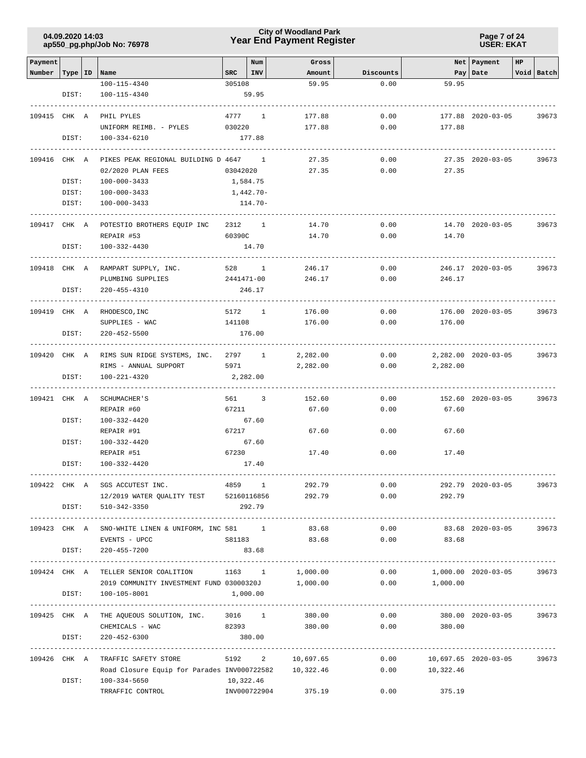# City of Woodland Park
## Year End Payment Register

| Payment Number | Type | ID | Name | SRC | Num INV | Gross Amount | Discounts | Net Pay | Payment Date | HP | Void | Batch |
|---|---|---|---|---|---|---|---|---|---|---|---|---|
| | | | 100-115-4340 | 305108 | | 59.95 | 0.00 | 59.95 | | | | |
| | DIST: | | 100-115-4340 | | 59.95 | | | | | | | |
| 109415 | CHK | A | PHIL PYLES | 4777 | 1 | 177.88 | 0.00 | 177.88 | 2020-03-05 | | | 39673 |
| | | | UNIFORM REIMB. - PYLES | 030220 | | 177.88 | 0.00 | 177.88 | | | | |
| | DIST: | | 100-334-6210 | | 177.88 | | | | | | | |
| 109416 | CHK | A | PIKES PEAK REGIONAL BUILDING D | 4647 | 1 | 27.35 | 0.00 | 27.35 | 2020-03-05 | | | 39673 |
| | | | 02/2020 PLAN FEES | 03042020 | | 27.35 | 0.00 | 27.35 | | | | |
| | DIST: | | 100-000-3433 | | 1,584.75 | | | | | | | |
| | DIST: | | 100-000-3433 | | 1,442.70- | | | | | | | |
| | DIST: | | 100-000-3433 | | 114.70- | | | | | | | |
| 109417 | CHK | A | POTESTIO BROTHERS EQUIP INC | 2312 | 1 | 14.70 | 0.00 | 14.70 | 2020-03-05 | | | 39673 |
| | | | REPAIR #53 | 60390C | | 14.70 | 0.00 | 14.70 | | | | |
| | DIST: | | 100-332-4430 | | 14.70 | | | | | | | |
| 109418 | CHK | A | RAMPART SUPPLY, INC. | 528 | 1 | 246.17 | 0.00 | 246.17 | 2020-03-05 | | | 39673 |
| | | | PLUMBING SUPPLIES | 2441471-00 | | 246.17 | 0.00 | 246.17 | | | | |
| | DIST: | | 220-455-4310 | | 246.17 | | | | | | | |
| 109419 | CHK | A | RHODESCO,INC | 5172 | 1 | 176.00 | 0.00 | 176.00 | 2020-03-05 | | | 39673 |
| | | | SUPPLIES - WAC | 141108 | | 176.00 | 0.00 | 176.00 | | | | |
| | DIST: | | 220-452-5500 | | 176.00 | | | | | | | |
| 109420 | CHK | A | RIMS SUN RIDGE SYSTEMS, INC. | 2797 | 1 | 2,282.00 | 0.00 | 2,282.00 | 2020-03-05 | | | 39673 |
| | | | RIMS - ANNUAL SUPPORT | 5971 | | 2,282.00 | 0.00 | 2,282.00 | | | | |
| | DIST: | | 100-221-4320 | | 2,282.00 | | | | | | | |
| 109421 | CHK | A | SCHUMACHER'S | 561 | 3 | 152.60 | 0.00 | 152.60 | 2020-03-05 | | | 39673 |
| | | | REPAIR #60 | 67211 | | 67.60 | 0.00 | 67.60 | | | | |
| | DIST: | | 100-332-4420 | | 67.60 | | | | | | | |
| | | | REPAIR #91 | 67217 | | 67.60 | 0.00 | 67.60 | | | | |
| | DIST: | | 100-332-4420 | | 67.60 | | | | | | | |
| | | | REPAIR #51 | 67230 | | 17.40 | 0.00 | 17.40 | | | | |
| | DIST: | | 100-332-4420 | | 17.40 | | | | | | | |
| 109422 | CHK | A | SGS ACCUTEST INC. | 4859 | 1 | 292.79 | 0.00 | 292.79 | 2020-03-05 | | | 39673 |
| | | | 12/2019 WATER QUALITY TEST | 52160116856 | | 292.79 | 0.00 | 292.79 | | | | |
| | DIST: | | 510-342-3350 | | 292.79 | | | | | | | |
| 109423 | CHK | A | SNO-WHITE LINEN & UNIFORM, INC | 581 | 1 | 83.68 | 0.00 | 83.68 | 2020-03-05 | | | 39673 |
| | | | EVENTS - UPCC | S81183 | | 83.68 | 0.00 | 83.68 | | | | |
| | DIST: | | 220-455-7200 | | 83.68 | | | | | | | |
| 109424 | CHK | A | TELLER SENIOR COALITION | 1163 | 1 | 1,000.00 | 0.00 | 1,000.00 | 2020-03-05 | | | 39673 |
| | | | 2019 COMMUNITY INVESTMENT FUND | 03000320J | | 1,000.00 | 0.00 | 1,000.00 | | | | |
| | DIST: | | 100-105-8001 | | 1,000.00 | | | | | | | |
| 109425 | CHK | A | THE AQUEOUS SOLUTION, INC. | 3016 | 1 | 380.00 | 0.00 | 380.00 | 2020-03-05 | | | 39673 |
| | | | CHEMICALS - WAC | 82393 | | 380.00 | 0.00 | 380.00 | | | | |
| | DIST: | | 220-452-6300 | | 380.00 | | | | | | | |
| 109426 | CHK | A | TRAFFIC SAFETY STORE | 5192 | 2 | 10,697.65 | 0.00 | 10,697.65 | 2020-03-05 | | | 39673 |
| | | | Road Closure Equip for Parades | INV000722582 | | 10,322.46 | 0.00 | 10,322.46 | | | | |
| | DIST: | | 100-334-5650 | | 10,322.46 | | | | | | | |
| | | | TRRAFFIC CONTROL | INV000722904 | | 375.19 | 0.00 | 375.19 | | | | |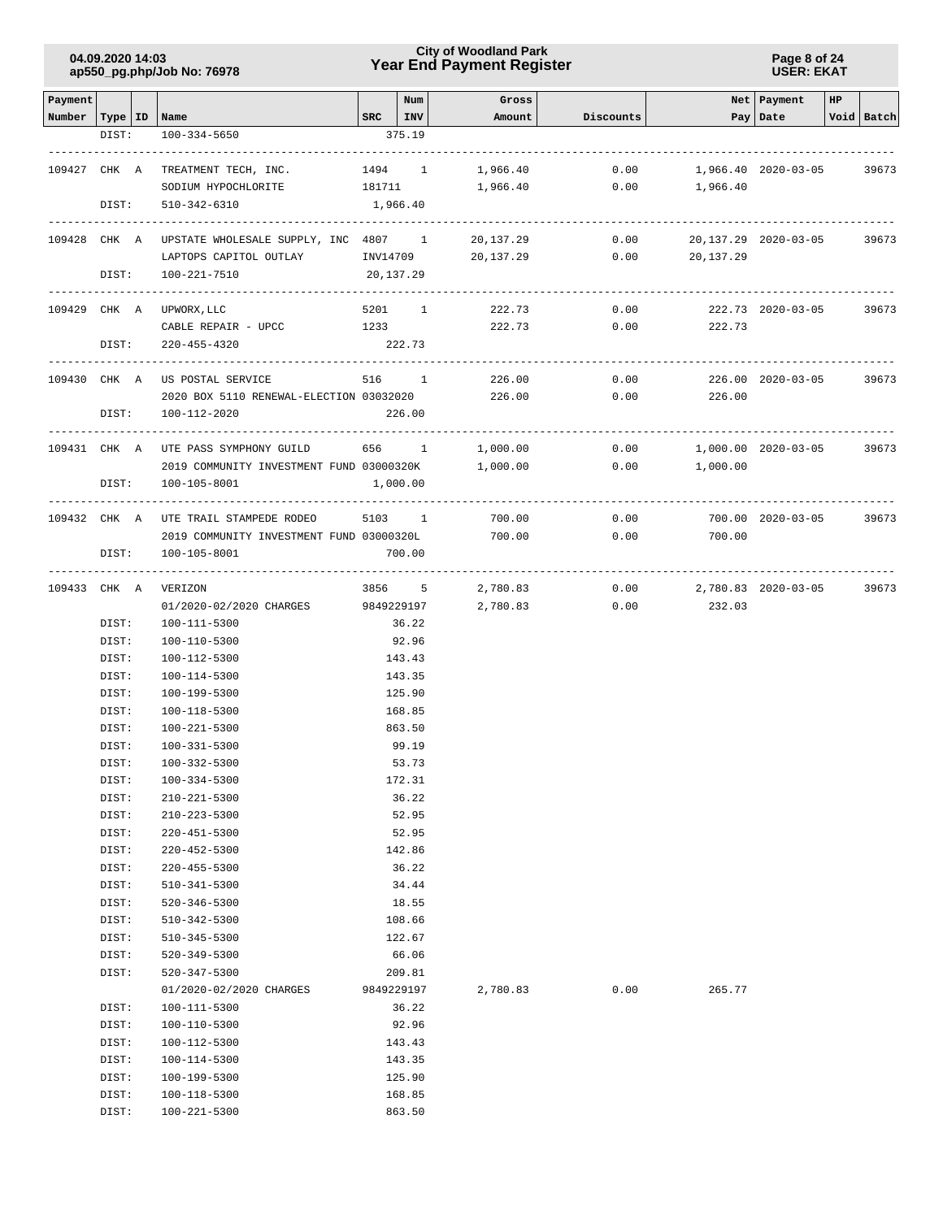| Payment Number | Type | ID | Name | SRC | Num INV | Gross Amount | Discounts | Net Pay | Payment Date | HP Void | Batch |
|---|---|---|---|---|---|---|---|---|---|---|---|
| | DIST: | | 100-334-5650 | | 375.19 | | | | | | |
| 109427 | CHK | A | TREATMENT TECH, INC. | 1494 | 1 | 1,966.40 | 0.00 | 1,966.40 | 2020-03-05 | | 39673 |
| | | | SODIUM HYPOCHLORITE | 181711 | | 1,966.40 | 0.00 | 1,966.40 | | | |
| | DIST: | | 510-342-6310 | | 1,966.40 | | | | | | |
| 109428 | CHK | A | UPSTATE WHOLESALE SUPPLY, INC | 4807 | 1 | 20,137.29 | 0.00 | 20,137.29 | 2020-03-05 | | 39673 |
| | | | LAPTOPS CAPITOL OUTLAY | INV14709 | | 20,137.29 | 0.00 | 20,137.29 | | | |
| | DIST: | | 100-221-7510 | | 20,137.29 | | | | | | |
| 109429 | CHK | A | UPWORX,LLC | 5201 | 1 | 222.73 | 0.00 | 222.73 | 2020-03-05 | | 39673 |
| | | | CABLE REPAIR - UPCC | 1233 | | 222.73 | 0.00 | 222.73 | | | |
| | DIST: | | 220-455-4320 | | 222.73 | | | | | | |
| 109430 | CHK | A | US POSTAL SERVICE | 516 | 1 | 226.00 | 0.00 | 226.00 | 2020-03-05 | | 39673 |
| | | | 2020 BOX 5110 RENEWAL-ELECTION | 03032020 | | 226.00 | 0.00 | 226.00 | | | |
| | DIST: | | 100-112-2020 | | 226.00 | | | | | | |
| 109431 | CHK | A | UTE PASS SYMPHONY GUILD | 656 | 1 | 1,000.00 | 0.00 | 1,000.00 | 2020-03-05 | | 39673 |
| | | | 2019 COMMUNITY INVESTMENT FUND | 03000320K | | 1,000.00 | 0.00 | 1,000.00 | | | |
| | DIST: | | 100-105-8001 | | 1,000.00 | | | | | | |
| 109432 | CHK | A | UTE TRAIL STAMPEDE RODEO | 5103 | 1 | 700.00 | 0.00 | 700.00 | 2020-03-05 | | 39673 |
| | | | 2019 COMMUNITY INVESTMENT FUND | 03000320L | | 700.00 | 0.00 | 700.00 | | | |
| | DIST: | | 100-105-8001 | | 700.00 | | | | | | |
| 109433 | CHK | A | VERIZON | 3856 | 5 | 2,780.83 | 0.00 | 2,780.83 | 2020-03-05 | | 39673 |
| | | | 01/2020-02/2020 CHARGES | 9849229197 | | 2,780.83 | 0.00 | 232.03 | | | |
| | DIST: | | 100-111-5300 | | 36.22 | | | | | | |
| | DIST: | | 100-110-5300 | | 92.96 | | | | | | |
| | DIST: | | 100-112-5300 | | 143.43 | | | | | | |
| | DIST: | | 100-114-5300 | | 143.35 | | | | | | |
| | DIST: | | 100-199-5300 | | 125.90 | | | | | | |
| | DIST: | | 100-118-5300 | | 168.85 | | | | | | |
| | DIST: | | 100-221-5300 | | 863.50 | | | | | | |
| | DIST: | | 100-331-5300 | | 99.19 | | | | | | |
| | DIST: | | 100-332-5300 | | 53.73 | | | | | | |
| | DIST: | | 100-334-5300 | | 172.31 | | | | | | |
| | DIST: | | 210-221-5300 | | 36.22 | | | | | | |
| | DIST: | | 210-223-5300 | | 52.95 | | | | | | |
| | DIST: | | 220-451-5300 | | 52.95 | | | | | | |
| | DIST: | | 220-452-5300 | | 142.86 | | | | | | |
| | DIST: | | 220-455-5300 | | 36.22 | | | | | | |
| | DIST: | | 510-341-5300 | | 34.44 | | | | | | |
| | DIST: | | 520-346-5300 | | 18.55 | | | | | | |
| | DIST: | | 510-342-5300 | | 108.66 | | | | | | |
| | DIST: | | 510-345-5300 | | 122.67 | | | | | | |
| | DIST: | | 520-349-5300 | | 66.06 | | | | | | |
| | DIST: | | 520-347-5300 | | 209.81 | | | | | | |
| | | | 01/2020-02/2020 CHARGES | 9849229197 | | 2,780.83 | 0.00 | 265.77 | | | |
| | DIST: | | 100-111-5300 | | 36.22 | | | | | | |
| | DIST: | | 100-110-5300 | | 92.96 | | | | | | |
| | DIST: | | 100-112-5300 | | 143.43 | | | | | | |
| | DIST: | | 100-114-5300 | | 143.35 | | | | | | |
| | DIST: | | 100-199-5300 | | 125.90 | | | | | | |
| | DIST: | | 100-118-5300 | | 168.85 | | | | | | |
| | DIST: | | 100-221-5300 | | 863.50 | | | | | | |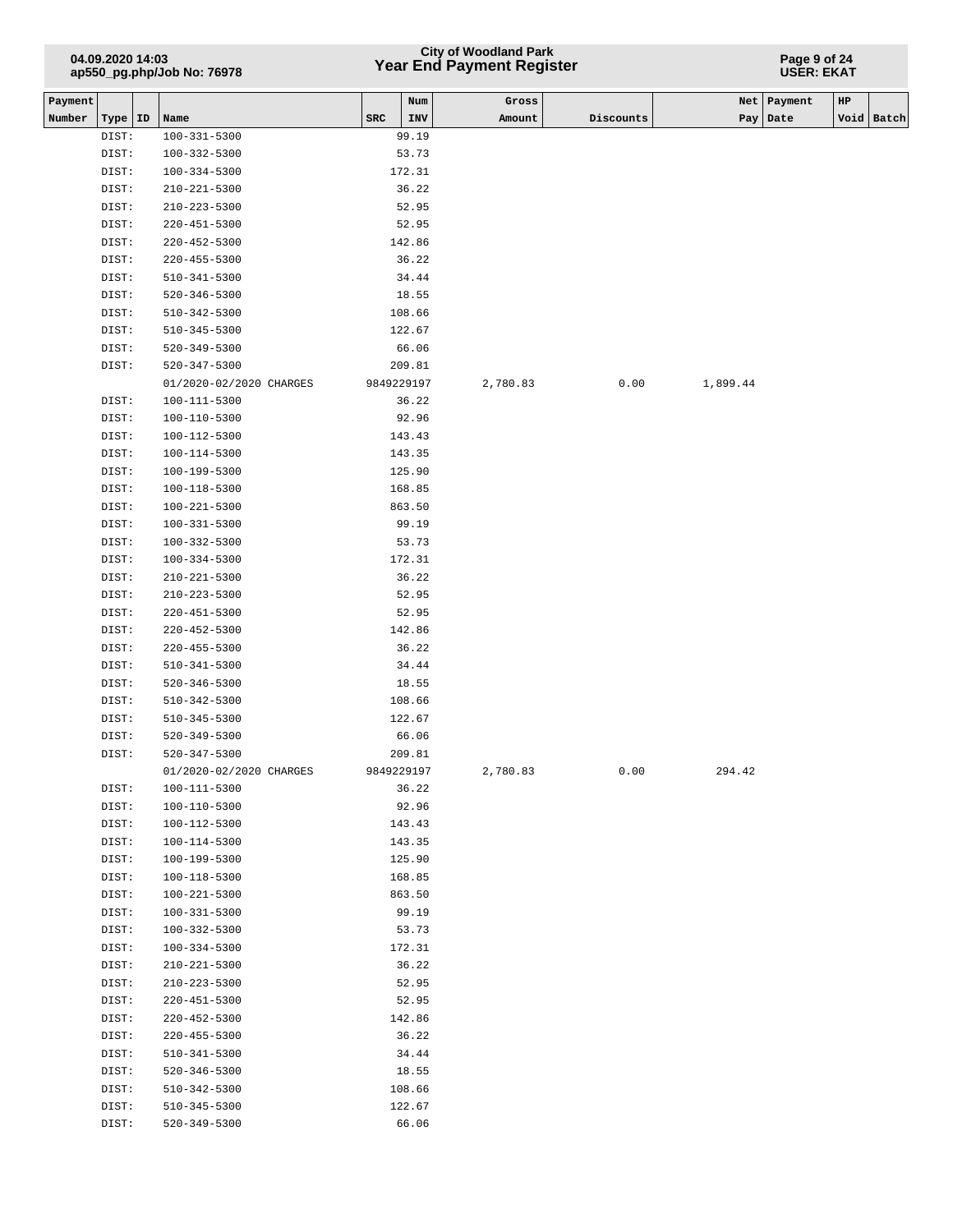| Payment Number | Type | ID | Name | SRC | Num INV | Gross Amount | Discounts | Net Pay | Payment Date | HP | Void | Batch |
|---|---|---|---|---|---|---|---|---|---|---|---|---|
| | DIST: | | 100-331-5300 | | 99.19 | | | | | | | |
| | DIST: | | 100-332-5300 | | 53.73 | | | | | | | |
| | DIST: | | 100-334-5300 | | 172.31 | | | | | | | |
| | DIST: | | 210-221-5300 | | 36.22 | | | | | | | |
| | DIST: | | 210-223-5300 | | 52.95 | | | | | | | |
| | DIST: | | 220-451-5300 | | 52.95 | | | | | | | |
| | DIST: | | 220-452-5300 | | 142.86 | | | | | | | |
| | DIST: | | 220-455-5300 | | 36.22 | | | | | | | |
| | DIST: | | 510-341-5300 | | 34.44 | | | | | | | |
| | DIST: | | 520-346-5300 | | 18.55 | | | | | | | |
| | DIST: | | 510-342-5300 | | 108.66 | | | | | | | |
| | DIST: | | 510-345-5300 | | 122.67 | | | | | | | |
| | DIST: | | 520-349-5300 | | 66.06 | | | | | | | |
| | DIST: | | 520-347-5300 | | 209.81 | | | | | | | |
| | | | 01/2020-02/2020 CHARGES | | 9849229197 | 2,780.83 | 0.00 | 1,899.44 | | | | |
| | DIST: | | 100-111-5300 | | 36.22 | | | | | | | |
| | DIST: | | 100-110-5300 | | 92.96 | | | | | | | |
| | DIST: | | 100-112-5300 | | 143.43 | | | | | | | |
| | DIST: | | 100-114-5300 | | 143.35 | | | | | | | |
| | DIST: | | 100-199-5300 | | 125.90 | | | | | | | |
| | DIST: | | 100-118-5300 | | 168.85 | | | | | | | |
| | DIST: | | 100-221-5300 | | 863.50 | | | | | | | |
| | DIST: | | 100-331-5300 | | 99.19 | | | | | | | |
| | DIST: | | 100-332-5300 | | 53.73 | | | | | | | |
| | DIST: | | 100-334-5300 | | 172.31 | | | | | | | |
| | DIST: | | 210-221-5300 | | 36.22 | | | | | | | |
| | DIST: | | 210-223-5300 | | 52.95 | | | | | | | |
| | DIST: | | 220-451-5300 | | 52.95 | | | | | | | |
| | DIST: | | 220-452-5300 | | 142.86 | | | | | | | |
| | DIST: | | 220-455-5300 | | 36.22 | | | | | | | |
| | DIST: | | 510-341-5300 | | 34.44 | | | | | | | |
| | DIST: | | 520-346-5300 | | 18.55 | | | | | | | |
| | DIST: | | 510-342-5300 | | 108.66 | | | | | | | |
| | DIST: | | 510-345-5300 | | 122.67 | | | | | | | |
| | DIST: | | 520-349-5300 | | 66.06 | | | | | | | |
| | DIST: | | 520-347-5300 | | 209.81 | | | | | | | |
| | | | 01/2020-02/2020 CHARGES | | 9849229197 | 2,780.83 | 0.00 | 294.42 | | | | |
| | DIST: | | 100-111-5300 | | 36.22 | | | | | | | |
| | DIST: | | 100-110-5300 | | 92.96 | | | | | | | |
| | DIST: | | 100-112-5300 | | 143.43 | | | | | | | |
| | DIST: | | 100-114-5300 | | 143.35 | | | | | | | |
| | DIST: | | 100-199-5300 | | 125.90 | | | | | | | |
| | DIST: | | 100-118-5300 | | 168.85 | | | | | | | |
| | DIST: | | 100-221-5300 | | 863.50 | | | | | | | |
| | DIST: | | 100-331-5300 | | 99.19 | | | | | | | |
| | DIST: | | 100-332-5300 | | 53.73 | | | | | | | |
| | DIST: | | 100-334-5300 | | 172.31 | | | | | | | |
| | DIST: | | 210-221-5300 | | 36.22 | | | | | | | |
| | DIST: | | 210-223-5300 | | 52.95 | | | | | | | |
| | DIST: | | 220-451-5300 | | 52.95 | | | | | | | |
| | DIST: | | 220-452-5300 | | 142.86 | | | | | | | |
| | DIST: | | 220-455-5300 | | 36.22 | | | | | | | |
| | DIST: | | 510-341-5300 | | 34.44 | | | | | | | |
| | DIST: | | 520-346-5300 | | 18.55 | | | | | | | |
| | DIST: | | 510-342-5300 | | 108.66 | | | | | | | |
| | DIST: | | 510-345-5300 | | 122.67 | | | | | | | |
| | DIST: | | 520-349-5300 | | 66.06 | | | | | | | |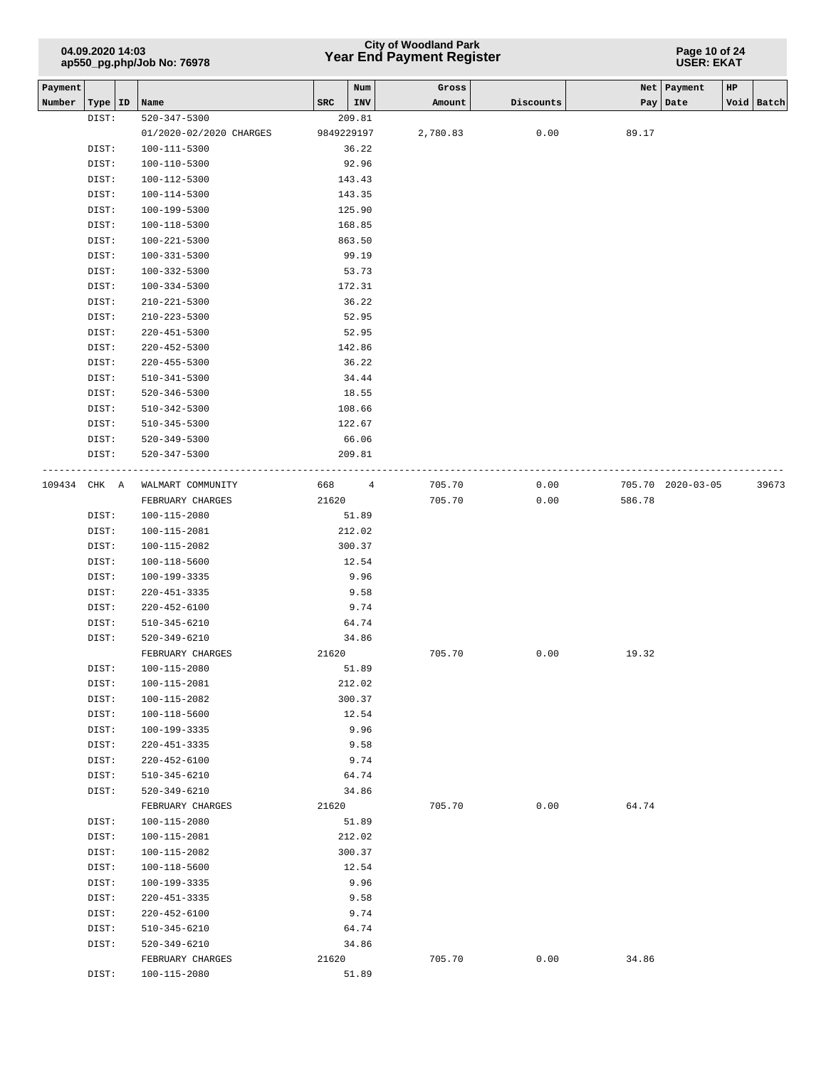| Payment Number | Type | ID | Name | SRC | Num INV | Gross Amount | Discounts | Net Pay | Payment Date | HP Void | Batch |
|---|---|---|---|---|---|---|---|---|---|---|---|
| | DIST: | | 520-347-5300 | | 209.81 | | | | | | |
| | | | 01/2020-02/2020 CHARGES | 9849229197 | | 2,780.83 | 0.00 | 89.17 | | | |
| | DIST: | | 100-111-5300 | | 36.22 | | | | | | |
| | DIST: | | 100-110-5300 | | 92.96 | | | | | | |
| | DIST: | | 100-112-5300 | | 143.43 | | | | | | |
| | DIST: | | 100-114-5300 | | 143.35 | | | | | | |
| | DIST: | | 100-199-5300 | | 125.90 | | | | | | |
| | DIST: | | 100-118-5300 | | 168.85 | | | | | | |
| | DIST: | | 100-221-5300 | | 863.50 | | | | | | |
| | DIST: | | 100-331-5300 | | 99.19 | | | | | | |
| | DIST: | | 100-332-5300 | | 53.73 | | | | | | |
| | DIST: | | 100-334-5300 | | 172.31 | | | | | | |
| | DIST: | | 210-221-5300 | | 36.22 | | | | | | |
| | DIST: | | 210-223-5300 | | 52.95 | | | | | | |
| | DIST: | | 220-451-5300 | | 52.95 | | | | | | |
| | DIST: | | 220-452-5300 | | 142.86 | | | | | | |
| | DIST: | | 220-455-5300 | | 36.22 | | | | | | |
| | DIST: | | 510-341-5300 | | 34.44 | | | | | | |
| | DIST: | | 520-346-5300 | | 18.55 | | | | | | |
| | DIST: | | 510-342-5300 | | 108.66 | | | | | | |
| | DIST: | | 510-345-5300 | | 122.67 | | | | | | |
| | DIST: | | 520-349-5300 | | 66.06 | | | | | | |
| | DIST: | | 520-347-5300 | | 209.81 | | | | | | |
| 109434 | CHK | A | WALMART COMMUNITY | 668 | 4 | 705.70 | 0.00 | 705.70 | 2020-03-05 | | 39673 |
| | | | FEBRUARY CHARGES | 21620 | | 705.70 | 0.00 | 586.78 | | | |
| | DIST: | | 100-115-2080 | | 51.89 | | | | | | |
| | DIST: | | 100-115-2081 | | 212.02 | | | | | | |
| | DIST: | | 100-115-2082 | | 300.37 | | | | | | |
| | DIST: | | 100-118-5600 | | 12.54 | | | | | | |
| | DIST: | | 100-199-3335 | | 9.96 | | | | | | |
| | DIST: | | 220-451-3335 | | 9.58 | | | | | | |
| | DIST: | | 220-452-6100 | | 9.74 | | | | | | |
| | DIST: | | 510-345-6210 | | 64.74 | | | | | | |
| | DIST: | | 520-349-6210 | | 34.86 | | | | | | |
| | | | FEBRUARY CHARGES | 21620 | | 705.70 | 0.00 | 19.32 | | | |
| | DIST: | | 100-115-2080 | | 51.89 | | | | | | |
| | DIST: | | 100-115-2081 | | 212.02 | | | | | | |
| | DIST: | | 100-115-2082 | | 300.37 | | | | | | |
| | DIST: | | 100-118-5600 | | 12.54 | | | | | | |
| | DIST: | | 100-199-3335 | | 9.96 | | | | | | |
| | DIST: | | 220-451-3335 | | 9.58 | | | | | | |
| | DIST: | | 220-452-6100 | | 9.74 | | | | | | |
| | DIST: | | 510-345-6210 | | 64.74 | | | | | | |
| | DIST: | | 520-349-6210 | | 34.86 | | | | | | |
| | | | FEBRUARY CHARGES | 21620 | | 705.70 | 0.00 | 64.74 | | | |
| | DIST: | | 100-115-2080 | | 51.89 | | | | | | |
| | DIST: | | 100-115-2081 | | 212.02 | | | | | | |
| | DIST: | | 100-115-2082 | | 300.37 | | | | | | |
| | DIST: | | 100-118-5600 | | 12.54 | | | | | | |
| | DIST: | | 100-199-3335 | | 9.96 | | | | | | |
| | DIST: | | 220-451-3335 | | 9.58 | | | | | | |
| | DIST: | | 220-452-6100 | | 9.74 | | | | | | |
| | DIST: | | 510-345-6210 | | 64.74 | | | | | | |
| | DIST: | | 520-349-6210 | | 34.86 | | | | | | |
| | | | FEBRUARY CHARGES | 21620 | | 705.70 | 0.00 | 34.86 | | | |
| | DIST: | | 100-115-2080 | | 51.89 | | | | | | |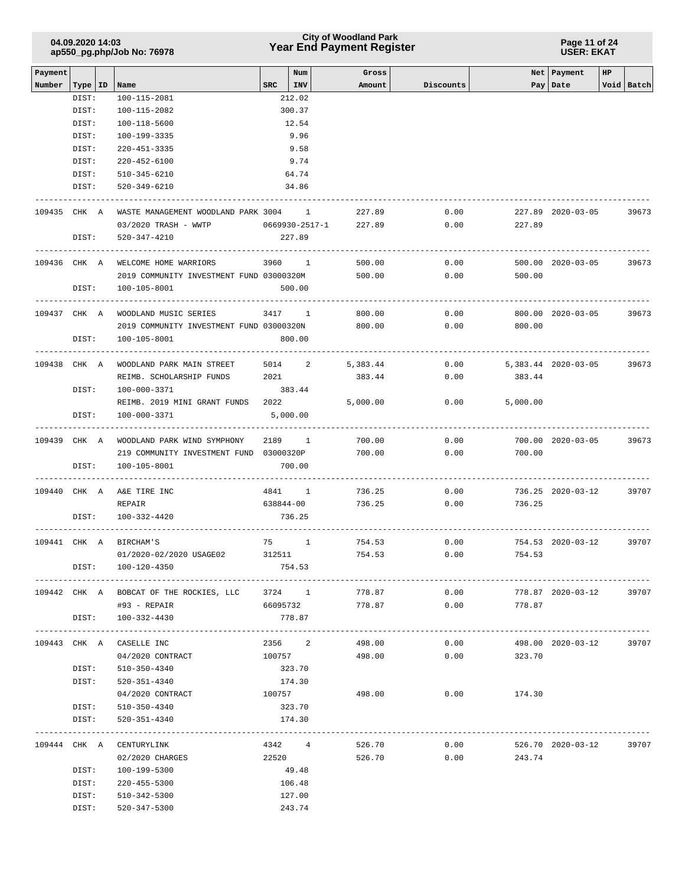| Payment Number | Type | ID | Name | SRC | Num INV | Gross Amount | Discounts | Net Pay | Payment Date | HP | Void | Batch |
|---|---|---|---|---|---|---|---|---|---|---|---|---|
| | DIST: | | 100-115-2081 | | 212.02 | | | | | | | |
| | DIST: | | 100-115-2082 | | 300.37 | | | | | | | |
| | DIST: | | 100-118-5600 | | 12.54 | | | | | | | |
| | DIST: | | 100-199-3335 | | 9.96 | | | | | | | |
| | DIST: | | 220-451-3335 | | 9.58 | | | | | | | |
| | DIST: | | 220-452-6100 | | 9.74 | | | | | | | |
| | DIST: | | 510-345-6210 | | 64.74 | | | | | | | |
| | DIST: | | 520-349-6210 | | 34.86 | | | | | | | |
| 109435 | CHK | A | WASTE MANAGEMENT WOODLAND PARK | 3004 | 1 | 227.89 | 0.00 | 227.89 | 2020-03-05 | | | 39673 |
| | | | 03/2020 TRASH - WWTP | 0669930-2517-1 | | 227.89 | 0.00 | 227.89 | | | | |
| | DIST: | | 520-347-4210 | | 227.89 | | | | | | | |
| 109436 | CHK | A | WELCOME HOME WARRIORS | 3960 | 1 | 500.00 | 0.00 | 500.00 | 2020-03-05 | | | 39673 |
| | | | 2019 COMMUNITY INVESTMENT FUND | 03000320M | | 500.00 | 0.00 | 500.00 | | | | |
| | DIST: | | 100-105-8001 | | 500.00 | | | | | | | |
| 109437 | CHK | A | WOODLAND MUSIC SERIES | 3417 | 1 | 800.00 | 0.00 | 800.00 | 2020-03-05 | | | 39673 |
| | | | 2019 COMMUNITY INVESTMENT FUND | 03000320N | | 800.00 | 0.00 | 800.00 | | | | |
| | DIST: | | 100-105-8001 | | 800.00 | | | | | | | |
| 109438 | CHK | A | WOODLAND PARK MAIN STREET | 5014 | 2 | 5,383.44 | 0.00 | 5,383.44 | 2020-03-05 | | | 39673 |
| | | | REIMB. SCHOLARSHIP FUNDS | 2021 | | 383.44 | 0.00 | 383.44 | | | | |
| | DIST: | | 100-000-3371 | | 383.44 | | | | | | | |
| | | | REIMB. 2019 MINI GRANT FUNDS | 2022 | | 5,000.00 | 0.00 | 5,000.00 | | | | |
| | DIST: | | 100-000-3371 | | 5,000.00 | | | | | | | |
| 109439 | CHK | A | WOODLAND PARK WIND SYMPHONY | 2189 | 1 | 700.00 | 0.00 | 700.00 | 2020-03-05 | | | 39673 |
| | | | 219 COMMUNITY INVESTMENT FUND | 03000320P | | 700.00 | 0.00 | 700.00 | | | | |
| | DIST: | | 100-105-8001 | | 700.00 | | | | | | | |
| 109440 | CHK | A | A&E TIRE INC | 4841 | 1 | 736.25 | 0.00 | 736.25 | 2020-03-12 | | | 39707 |
| | | | REPAIR | 638844-00 | | 736.25 | 0.00 | 736.25 | | | | |
| | DIST: | | 100-332-4420 | | 736.25 | | | | | | | |
| 109441 | CHK | A | BIRCHAM'S | 75 | 1 | 754.53 | 0.00 | 754.53 | 2020-03-12 | | | 39707 |
| | | | 01/2020-02/2020 USAGE02 | 312511 | | 754.53 | 0.00 | 754.53 | | | | |
| | DIST: | | 100-120-4350 | | 754.53 | | | | | | | |
| 109442 | CHK | A | BOBCAT OF THE ROCKIES, LLC | 3724 | 1 | 778.87 | 0.00 | 778.87 | 2020-03-12 | | | 39707 |
| | | | #93 - REPAIR | 66095732 | | 778.87 | 0.00 | 778.87 | | | | |
| | DIST: | | 100-332-4430 | | 778.87 | | | | | | | |
| 109443 | CHK | A | CASELLE INC | 2356 | 2 | 498.00 | 0.00 | 498.00 | 2020-03-12 | | | 39707 |
| | | | 04/2020 CONTRACT | 100757 | | 498.00 | 0.00 | 323.70 | | | | |
| | DIST: | | 510-350-4340 | | 323.70 | | | | | | | |
| | DIST: | | 520-351-4340 | | 174.30 | | | | | | | |
| | | | 04/2020 CONTRACT | 100757 | | 498.00 | 0.00 | 174.30 | | | | |
| | DIST: | | 510-350-4340 | | 323.70 | | | | | | | |
| | DIST: | | 520-351-4340 | | 174.30 | | | | | | | |
| 109444 | CHK | A | CENTURYLINK | 4342 | 4 | 526.70 | 0.00 | 526.70 | 2020-03-12 | | | 39707 |
| | | | 02/2020 CHARGES | 22520 | | 526.70 | 0.00 | 243.74 | | | | |
| | DIST: | | 100-199-5300 | | 49.48 | | | | | | | |
| | DIST: | | 220-455-5300 | | 106.48 | | | | | | | |
| | DIST: | | 510-342-5300 | | 127.00 | | | | | | | |
| | DIST: | | 520-347-5300 | | 243.74 | | | | | | | |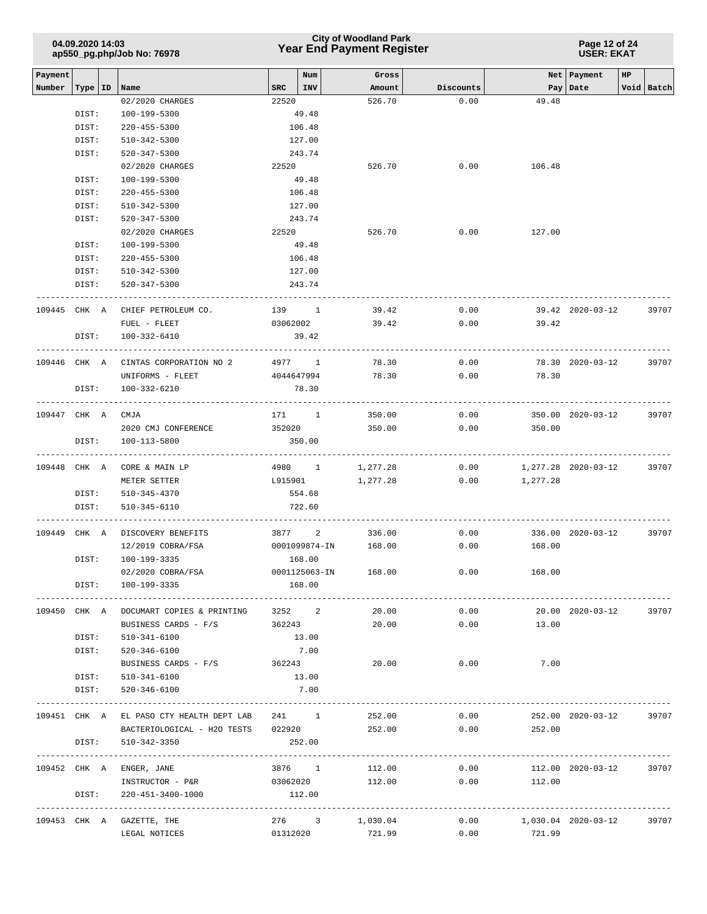| Payment Number | Type | ID | Name | SRC | Num INV | Gross Amount | Discounts | Net Pay | Payment Date | HP Void | Batch |
|---|---|---|---|---|---|---|---|---|---|---|---|
| | | | 02/2020 CHARGES | 22520 | | 526.70 | 0.00 | 49.48 | | | |
| | DIST: | | 100-199-5300 | | 49.48 | | | | | | |
| | DIST: | | 220-455-5300 | | 106.48 | | | | | | |
| | DIST: | | 510-342-5300 | | 127.00 | | | | | | |
| | DIST: | | 520-347-5300 | | 243.74 | | | | | | |
| | | | 02/2020 CHARGES | 22520 | | 526.70 | 0.00 | 106.48 | | | |
| | DIST: | | 100-199-5300 | | 49.48 | | | | | | |
| | DIST: | | 220-455-5300 | | 106.48 | | | | | | |
| | DIST: | | 510-342-5300 | | 127.00 | | | | | | |
| | DIST: | | 520-347-5300 | | 243.74 | | | | | | |
| | | | 02/2020 CHARGES | 22520 | | 526.70 | 0.00 | 127.00 | | | |
| | DIST: | | 100-199-5300 | | 49.48 | | | | | | |
| | DIST: | | 220-455-5300 | | 106.48 | | | | | | |
| | DIST: | | 510-342-5300 | | 127.00 | | | | | | |
| | DIST: | | 520-347-5300 | | 243.74 | | | | | | |
| 109445 | CHK | A | CHIEF PETROLEUM CO. | 139 | 1 | 39.42 | 0.00 | 39.42 | 2020-03-12 | | 39707 |
| | | | FUEL - FLEET | 03062002 | | 39.42 | 0.00 | 39.42 | | | |
| | DIST: | | 100-332-6410 | | 39.42 | | | | | | |
| 109446 | CHK | A | CINTAS CORPORATION NO 2 | 4977 | 1 | 78.30 | 0.00 | 78.30 | 2020-03-12 | | 39707 |
| | | | UNIFORMS - FLEET | 4044647994 | | 78.30 | 0.00 | 78.30 | | | |
| | DIST: | | 100-332-6210 | | 78.30 | | | | | | |
| 109447 | CHK | A | CMJA | 171 | 1 | 350.00 | 0.00 | 350.00 | 2020-03-12 | | 39707 |
| | | | 2020 CMJ CONFERENCE | 352020 | | 350.00 | 0.00 | 350.00 | | | |
| | DIST: | | 100-113-5800 | | 350.00 | | | | | | |
| 109448 | CHK | A | CORE & MAIN LP | 4980 | 1 | 1,277.28 | 0.00 | 1,277.28 | 2020-03-12 | | 39707 |
| | | | METER SETTER | L915901 | | 1,277.28 | 0.00 | 1,277.28 | | | |
| | DIST: | | 510-345-4370 | | 554.68 | | | | | | |
| | DIST: | | 510-345-6110 | | 722.60 | | | | | | |
| 109449 | CHK | A | DISCOVERY BENEFITS | 3877 | 2 | 336.00 | 0.00 | 336.00 | 2020-03-12 | | 39707 |
| | | | 12/2019 COBRA/FSA | 0001099874-IN | | 168.00 | 0.00 | 168.00 | | | |
| | DIST: | | 100-199-3335 | | 168.00 | | | | | | |
| | | | 02/2020 COBRA/FSA | 0001125063-IN | | 168.00 | 0.00 | 168.00 | | | |
| | DIST: | | 100-199-3335 | | 168.00 | | | | | | |
| 109450 | CHK | A | DOCUMART COPIES & PRINTING | 3252 | 2 | 20.00 | 0.00 | 20.00 | 2020-03-12 | | 39707 |
| | | | BUSINESS CARDS - F/S | 362243 | | 20.00 | 0.00 | 13.00 | | | |
| | DIST: | | 510-341-6100 | | 13.00 | | | | | | |
| | DIST: | | 520-346-6100 | | 7.00 | | | | | | |
| | | | BUSINESS CARDS - F/S | 362243 | | 20.00 | 0.00 | 7.00 | | | |
| | DIST: | | 510-341-6100 | | 13.00 | | | | | | |
| | DIST: | | 520-346-6100 | | 7.00 | | | | | | |
| 109451 | CHK | A | EL PASO CTY HEALTH DEPT LAB | 241 | 1 | 252.00 | 0.00 | 252.00 | 2020-03-12 | | 39707 |
| | | | BACTERIOLOGICAL - H2O TESTS | 022920 | | 252.00 | 0.00 | 252.00 | | | |
| | DIST: | | 510-342-3350 | | 252.00 | | | | | | |
| 109452 | CHK | A | ENGER, JANE | 3876 | 1 | 112.00 | 0.00 | 112.00 | 2020-03-12 | | 39707 |
| | | | INSTRUCTOR - P&R | 03062020 | | 112.00 | 0.00 | 112.00 | | | |
| | DIST: | | 220-451-3400-1000 | | 112.00 | | | | | | |
| 109453 | CHK | A | GAZETTE, THE | 276 | 3 | 1,030.04 | 0.00 | 1,030.04 | 2020-03-12 | | 39707 |
| | | | LEGAL NOTICES | 01312020 | | 721.99 | 0.00 | 721.99 | | | |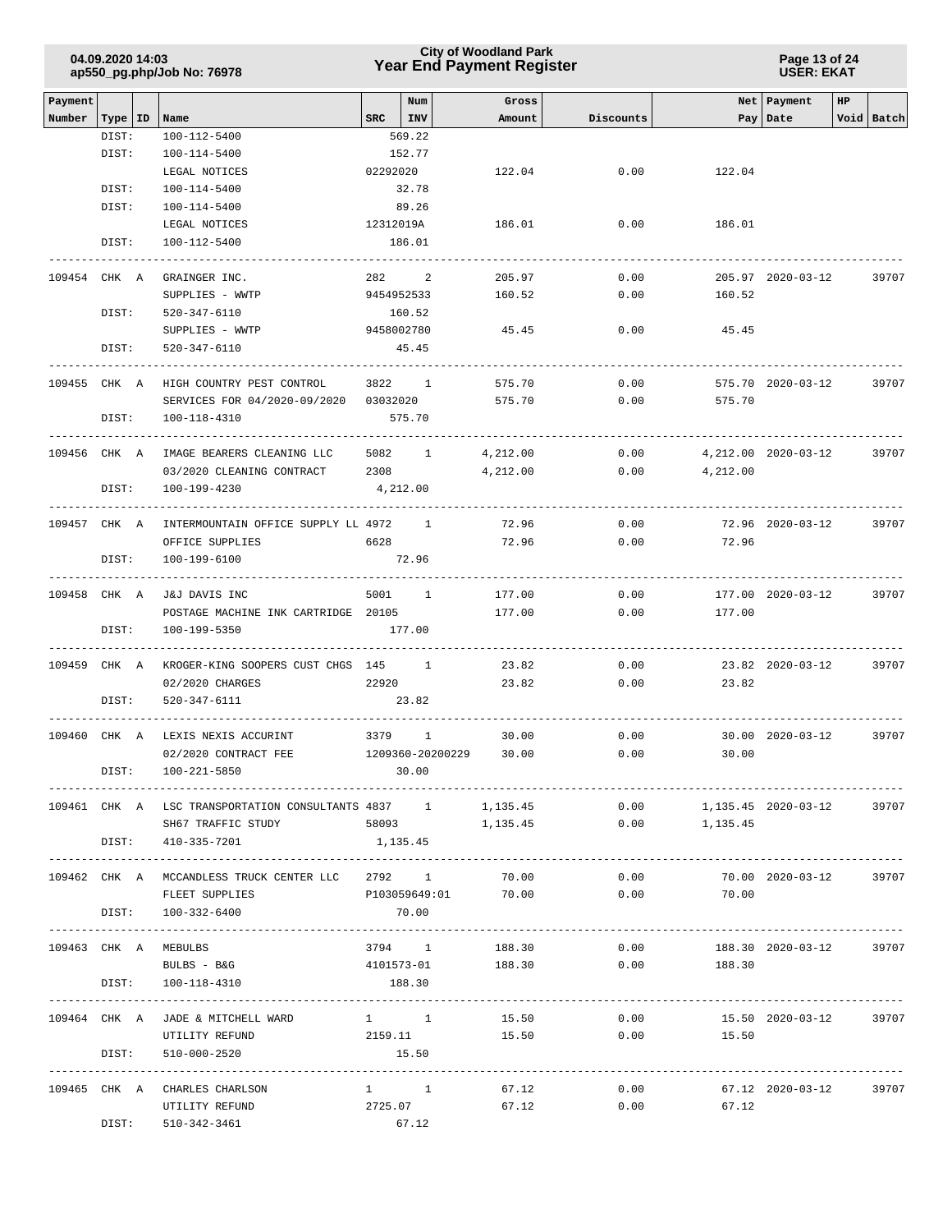| Payment Number | Type | ID | Name | SRC | Num INV | Gross Amount | Discounts | Net Pay | Payment Date | HP | Void | Batch |
|---|---|---|---|---|---|---|---|---|---|---|---|---|
| | DIST: | | 100-112-5400 | | 569.22 | | | | | | | |
| | DIST: | | 100-114-5400 | | 152.77 | | | | | | | |
| | | | LEGAL NOTICES | 02292020 | | 122.04 | 0.00 | 122.04 | | | | |
| | DIST: | | 100-114-5400 | | 32.78 | | | | | | | |
| | DIST: | | 100-114-5400 | | 89.26 | | | | | | | |
| | | | LEGAL NOTICES | 12312019A | | 186.01 | 0.00 | 186.01 | | | | |
| | DIST: | | 100-112-5400 | | 186.01 | | | | | | | |
| 109454 | CHK | A | GRAINGER INC. | 282 | 2 | 205.97 | 0.00 | 205.97 | 2020-03-12 | | | 39707 |
| | | | SUPPLIES - WWTP | 9454952533 | | 160.52 | 0.00 | 160.52 | | | | |
| | DIST: | | 520-347-6110 | | 160.52 | | | | | | | |
| | | | SUPPLIES - WWTP | 9458002780 | | 45.45 | 0.00 | 45.45 | | | | |
| | DIST: | | 520-347-6110 | | 45.45 | | | | | | | |
| 109455 | CHK | A | HIGH COUNTRY PEST CONTROL | 3822 | 1 | 575.70 | 0.00 | 575.70 | 2020-03-12 | | | 39707 |
| | | | SERVICES FOR 04/2020-09/2020 | 03032020 | | 575.70 | 0.00 | 575.70 | | | | |
| | DIST: | | 100-118-4310 | | 575.70 | | | | | | | |
| 109456 | CHK | A | IMAGE BEARERS CLEANING LLC | 5082 | 1 | 4,212.00 | 0.00 | 4,212.00 | 2020-03-12 | | | 39707 |
| | | | 03/2020 CLEANING CONTRACT | 2308 | | 4,212.00 | 0.00 | 4,212.00 | | | | |
| | DIST: | | 100-199-4230 | | 4,212.00 | | | | | | | |
| 109457 | CHK | A | INTERMOUNTAIN OFFICE SUPPLY LL | 4972 | 1 | 72.96 | 0.00 | 72.96 | 2020-03-12 | | | 39707 |
| | | | OFFICE SUPPLIES | 6628 | | 72.96 | 0.00 | 72.96 | | | | |
| | DIST: | | 100-199-6100 | | 72.96 | | | | | | | |
| 109458 | CHK | A | J&J DAVIS INC | 5001 | 1 | 177.00 | 0.00 | 177.00 | 2020-03-12 | | | 39707 |
| | | | POSTAGE MACHINE INK CARTRIDGE | 20105 | | 177.00 | 0.00 | 177.00 | | | | |
| | DIST: | | 100-199-5350 | | 177.00 | | | | | | | |
| 109459 | CHK | A | KROGER-KING SOOPERS CUST CHGS | 145 | 1 | 23.82 | 0.00 | 23.82 | 2020-03-12 | | | 39707 |
| | | | 02/2020 CHARGES | 22920 | | 23.82 | 0.00 | 23.82 | | | | |
| | DIST: | | 520-347-6111 | | 23.82 | | | | | | | |
| 109460 | CHK | A | LEXIS NEXIS ACCURINT | 3379 | 1 | 30.00 | 0.00 | 30.00 | 2020-03-12 | | | 39707 |
| | | | 02/2020 CONTRACT FEE | 1209360-20200229 | | 30.00 | 0.00 | 30.00 | | | | |
| | DIST: | | 100-221-5850 | | 30.00 | | | | | | | |
| 109461 | CHK | A | LSC TRANSPORTATION CONSULTANTS | 4837 | 1 | 1,135.45 | 0.00 | 1,135.45 | 2020-03-12 | | | 39707 |
| | | | SH67 TRAFFIC STUDY | 58093 | | 1,135.45 | 0.00 | 1,135.45 | | | | |
| | DIST: | | 410-335-7201 | | 1,135.45 | | | | | | | |
| 109462 | CHK | A | MCCANDLESS TRUCK CENTER LLC | 2792 | 1 | 70.00 | 0.00 | 70.00 | 2020-03-12 | | | 39707 |
| | | | FLEET SUPPLIES | P103059649:01 | | 70.00 | 0.00 | 70.00 | | | | |
| | DIST: | | 100-332-6400 | | 70.00 | | | | | | | |
| 109463 | CHK | A | MEBULBS | 3794 | 1 | 188.30 | 0.00 | 188.30 | 2020-03-12 | | | 39707 |
| | | | BULBS - B&G | 4101573-01 | | 188.30 | 0.00 | 188.30 | | | | |
| | DIST: | | 100-118-4310 | | 188.30 | | | | | | | |
| 109464 | CHK | A | JADE & MITCHELL WARD | 1 | 1 | 15.50 | 0.00 | 15.50 | 2020-03-12 | | | 39707 |
| | | | UTILITY REFUND | 2159.11 | | 15.50 | 0.00 | 15.50 | | | | |
| | DIST: | | 510-000-2520 | | 15.50 | | | | | | | |
| 109465 | CHK | A | CHARLES CHARLSON | 1 | 1 | 67.12 | 0.00 | 67.12 | 2020-03-12 | | | 39707 |
| | | | UTILITY REFUND | 2725.07 | | 67.12 | 0.00 | 67.12 | | | | |
| | DIST: | | 510-342-3461 | | 67.12 | | | | | | | |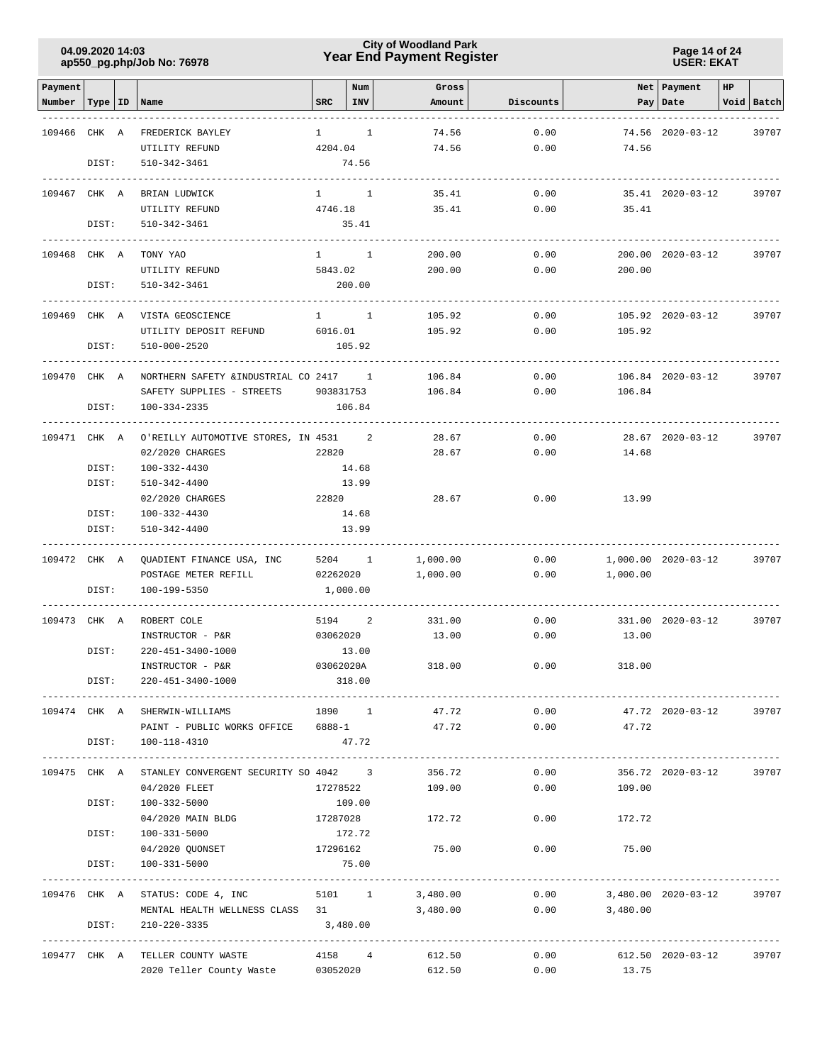**City of Woodland Park**
**Year End Payment Register**

04.09.2020 14:03
ap550_pg.php/Job No: 76978

USER: EKAT

| Payment Number | Type | ID | Name | SRC | Num INV | Gross Amount | Discounts | Net Pay | Payment Date | HP Void | Batch |
|---|---|---|---|---|---|---|---|---|---|---|---|
| 109466 | CHK | A | FREDERICK BAYLEY | 1 | 1 | 74.56 | 0.00 | 74.56 | 2020-03-12 | | 39707 |
| | | | UTILITY REFUND | 4204.04 | | 74.56 | 0.00 | 74.56 | | | |
| | DIST: | | 510-342-3461 | | 74.56 | | | | | | |
| 109467 | CHK | A | BRIAN LUDWICK | 1 | 1 | 35.41 | 0.00 | 35.41 | 2020-03-12 | | 39707 |
| | | | UTILITY REFUND | 4746.18 | | 35.41 | 0.00 | 35.41 | | | |
| | DIST: | | 510-342-3461 | | 35.41 | | | | | | |
| 109468 | CHK | A | TONY YAO | 1 | 1 | 200.00 | 0.00 | 200.00 | 2020-03-12 | | 39707 |
| | | | UTILITY REFUND | 5843.02 | | 200.00 | 0.00 | 200.00 | | | |
| | DIST: | | 510-342-3461 | | 200.00 | | | | | | |
| 109469 | CHK | A | VISTA GEOSCIENCE | 1 | 1 | 105.92 | 0.00 | 105.92 | 2020-03-12 | | 39707 |
| | | | UTILITY DEPOSIT REFUND | 6016.01 | | 105.92 | 0.00 | 105.92 | | | |
| | DIST: | | 510-000-2520 | | 105.92 | | | | | | |
| 109470 | CHK | A | NORTHERN SAFETY &INDUSTRIAL CO | 2417 | 1 | 106.84 | 0.00 | 106.84 | 2020-03-12 | | 39707 |
| | | | SAFETY SUPPLIES - STREETS | 903831753 | | 106.84 | 0.00 | 106.84 | | | |
| | DIST: | | 100-334-2335 | | 106.84 | | | | | | |
| 109471 | CHK | A | O'REILLY AUTOMOTIVE STORES, IN | 4531 | 2 | 28.67 | 0.00 | 28.67 | 2020-03-12 | | 39707 |
| | | | 02/2020 CHARGES | 22820 | | 28.67 | 0.00 | 14.68 | | | |
| | DIST: | | 100-332-4430 | | 14.68 | | | | | | |
| | DIST: | | 510-342-4400 | | 13.99 | | | | | | |
| | | | 02/2020 CHARGES | 22820 | | 28.67 | 0.00 | 13.99 | | | |
| | DIST: | | 100-332-4430 | | 14.68 | | | | | | |
| | DIST: | | 510-342-4400 | | 13.99 | | | | | | |
| 109472 | CHK | A | QUADIENT FINANCE USA, INC | 5204 | 1 | 1,000.00 | 0.00 | 1,000.00 | 2020-03-12 | | 39707 |
| | | | POSTAGE METER REFILL | 02262020 | | 1,000.00 | 0.00 | 1,000.00 | | | |
| | DIST: | | 100-199-5350 | | 1,000.00 | | | | | | |
| 109473 | CHK | A | ROBERT COLE | 5194 | 2 | 331.00 | 0.00 | 331.00 | 2020-03-12 | | 39707 |
| | | | INSTRUCTOR - P&R | 03062020 | | 13.00 | 0.00 | 13.00 | | | |
| | DIST: | | 220-451-3400-1000 | | 13.00 | | | | | | |
| | | | INSTRUCTOR - P&R | 03062020A | | 318.00 | 0.00 | 318.00 | | | |
| | DIST: | | 220-451-3400-1000 | | 318.00 | | | | | | |
| 109474 | CHK | A | SHERWIN-WILLIAMS | 1890 | 1 | 47.72 | 0.00 | 47.72 | 2020-03-12 | | 39707 |
| | | | PAINT - PUBLIC WORKS OFFICE | 6888-1 | | 47.72 | 0.00 | 47.72 | | | |
| | DIST: | | 100-118-4310 | | 47.72 | | | | | | |
| 109475 | CHK | A | STANLEY CONVERGENT SECURITY SO | 4042 | 3 | 356.72 | 0.00 | 356.72 | 2020-03-12 | | 39707 |
| | | | 04/2020 FLEET | 17278522 | | 109.00 | 0.00 | 109.00 | | | |
| | DIST: | | 100-332-5000 | | 109.00 | | | | | | |
| | | | 04/2020 MAIN BLDG | 17287028 | | 172.72 | 0.00 | 172.72 | | | |
| | DIST: | | 100-331-5000 | | 172.72 | | | | | | |
| | | | 04/2020 QUONSET | 17296162 | | 75.00 | 0.00 | 75.00 | | | |
| | DIST: | | 100-331-5000 | | 75.00 | | | | | | |
| 109476 | CHK | A | STATUS: CODE 4, INC | 5101 | 1 | 3,480.00 | 0.00 | 3,480.00 | 2020-03-12 | | 39707 |
| | | | MENTAL HEALTH WELLNESS CLASS | 31 | | 3,480.00 | 0.00 | 3,480.00 | | | |
| | DIST: | | 210-220-3335 | | 3,480.00 | | | | | | |
| 109477 | CHK | A | TELLER COUNTY WASTE | 4158 | 4 | 612.50 | 0.00 | 612.50 | 2020-03-12 | | 39707 |
| | | | 2020 Teller County Waste | 03052020 | | 612.50 | 0.00 | 13.75 | | | |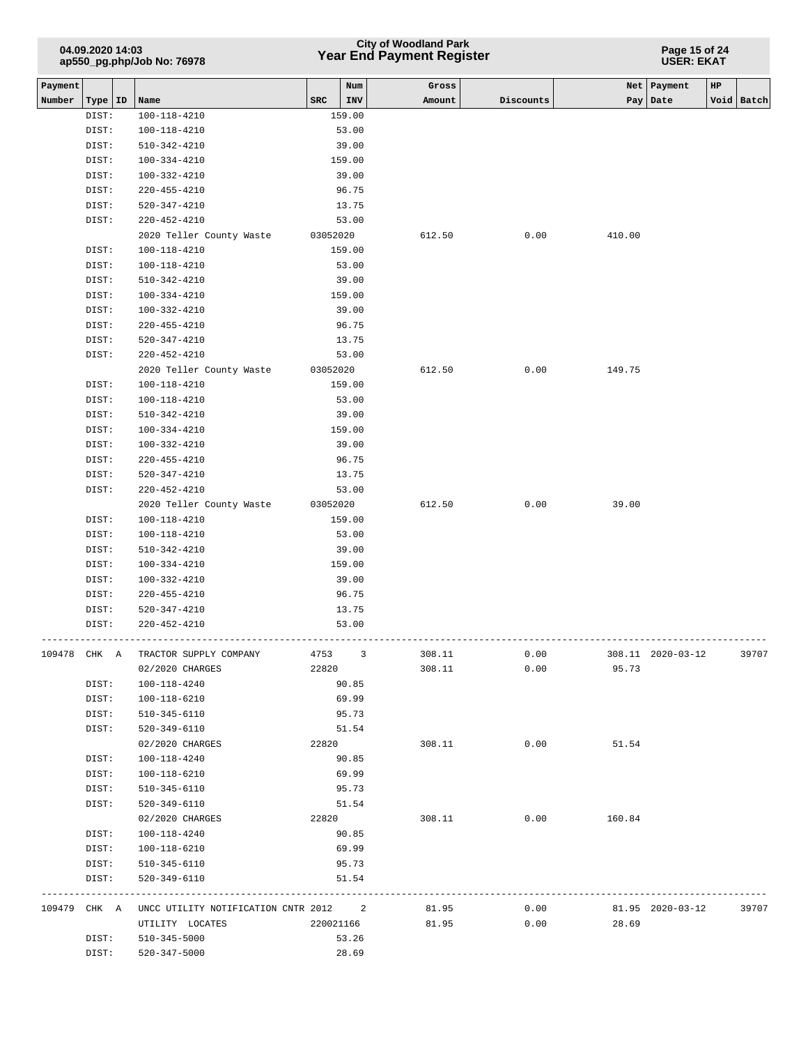| Payment Number | Type | ID | Name | SRC | Num INV | Gross Amount | Discounts | Net Pay | Payment Date | HP Void | Batch |
|---|---|---|---|---|---|---|---|---|---|---|---|
| | DIST: | | 100-118-4210 | | 159.00 | | | | | | |
| | DIST: | | 100-118-4210 | | 53.00 | | | | | | |
| | DIST: | | 510-342-4210 | | 39.00 | | | | | | |
| | DIST: | | 100-334-4210 | | 159.00 | | | | | | |
| | DIST: | | 100-332-4210 | | 39.00 | | | | | | |
| | DIST: | | 220-455-4210 | | 96.75 | | | | | | |
| | DIST: | | 520-347-4210 | | 13.75 | | | | | | |
| | DIST: | | 220-452-4210 | | 53.00 | | | | | | |
| | | | 2020 Teller County Waste | 03052020 | | 612.50 | 0.00 | 410.00 | | | |
| | DIST: | | 100-118-4210 | | 159.00 | | | | | | |
| | DIST: | | 100-118-4210 | | 53.00 | | | | | | |
| | DIST: | | 510-342-4210 | | 39.00 | | | | | | |
| | DIST: | | 100-334-4210 | | 159.00 | | | | | | |
| | DIST: | | 100-332-4210 | | 39.00 | | | | | | |
| | DIST: | | 220-455-4210 | | 96.75 | | | | | | |
| | DIST: | | 520-347-4210 | | 13.75 | | | | | | |
| | DIST: | | 220-452-4210 | | 53.00 | | | | | | |
| | | | 2020 Teller County Waste | 03052020 | | 612.50 | 0.00 | 149.75 | | | |
| | DIST: | | 100-118-4210 | | 159.00 | | | | | | |
| | DIST: | | 100-118-4210 | | 53.00 | | | | | | |
| | DIST: | | 510-342-4210 | | 39.00 | | | | | | |
| | DIST: | | 100-334-4210 | | 159.00 | | | | | | |
| | DIST: | | 100-332-4210 | | 39.00 | | | | | | |
| | DIST: | | 220-455-4210 | | 96.75 | | | | | | |
| | DIST: | | 520-347-4210 | | 13.75 | | | | | | |
| | DIST: | | 220-452-4210 | | 53.00 | | | | | | |
| | | | 2020 Teller County Waste | 03052020 | | 612.50 | 0.00 | 39.00 | | | |
| | DIST: | | 100-118-4210 | | 159.00 | | | | | | |
| | DIST: | | 100-118-4210 | | 53.00 | | | | | | |
| | DIST: | | 510-342-4210 | | 39.00 | | | | | | |
| | DIST: | | 100-334-4210 | | 159.00 | | | | | | |
| | DIST: | | 100-332-4210 | | 39.00 | | | | | | |
| | DIST: | | 220-455-4210 | | 96.75 | | | | | | |
| | DIST: | | 520-347-4210 | | 13.75 | | | | | | |
| | DIST: | | 220-452-4210 | | 53.00 | | | | | | |
| 109478 | CHK | A | TRACTOR SUPPLY COMPANY | 4753 | 3 | 308.11 | 0.00 | 308.11 | 2020-03-12 | | 39707 |
| | | | 02/2020 CHARGES | 22820 | | 308.11 | 0.00 | 95.73 | | | |
| | DIST: | | 100-118-4240 | | 90.85 | | | | | | |
| | DIST: | | 100-118-6210 | | 69.99 | | | | | | |
| | DIST: | | 510-345-6110 | | 95.73 | | | | | | |
| | DIST: | | 520-349-6110 | | 51.54 | | | | | | |
| | | | 02/2020 CHARGES | 22820 | | 308.11 | 0.00 | 51.54 | | | |
| | DIST: | | 100-118-4240 | | 90.85 | | | | | | |
| | DIST: | | 100-118-6210 | | 69.99 | | | | | | |
| | DIST: | | 510-345-6110 | | 95.73 | | | | | | |
| | DIST: | | 520-349-6110 | | 51.54 | | | | | | |
| | | | 02/2020 CHARGES | 22820 | | 308.11 | 0.00 | 160.84 | | | |
| | DIST: | | 100-118-4240 | | 90.85 | | | | | | |
| | DIST: | | 100-118-6210 | | 69.99 | | | | | | |
| | DIST: | | 510-345-6110 | | 95.73 | | | | | | |
| | DIST: | | 520-349-6110 | | 51.54 | | | | | | |
| 109479 | CHK | A | UNCC UTILITY NOTIFICATION CNTR | 2012 | 2 | 81.95 | 0.00 | 81.95 | 2020-03-12 | | 39707 |
| | | | UTILITY LOCATES | 220021166 | | 81.95 | 0.00 | 28.69 | | | |
| | DIST: | | 510-345-5000 | | 53.26 | | | | | | |
| | DIST: | | 520-347-5000 | | 28.69 | | | | | | |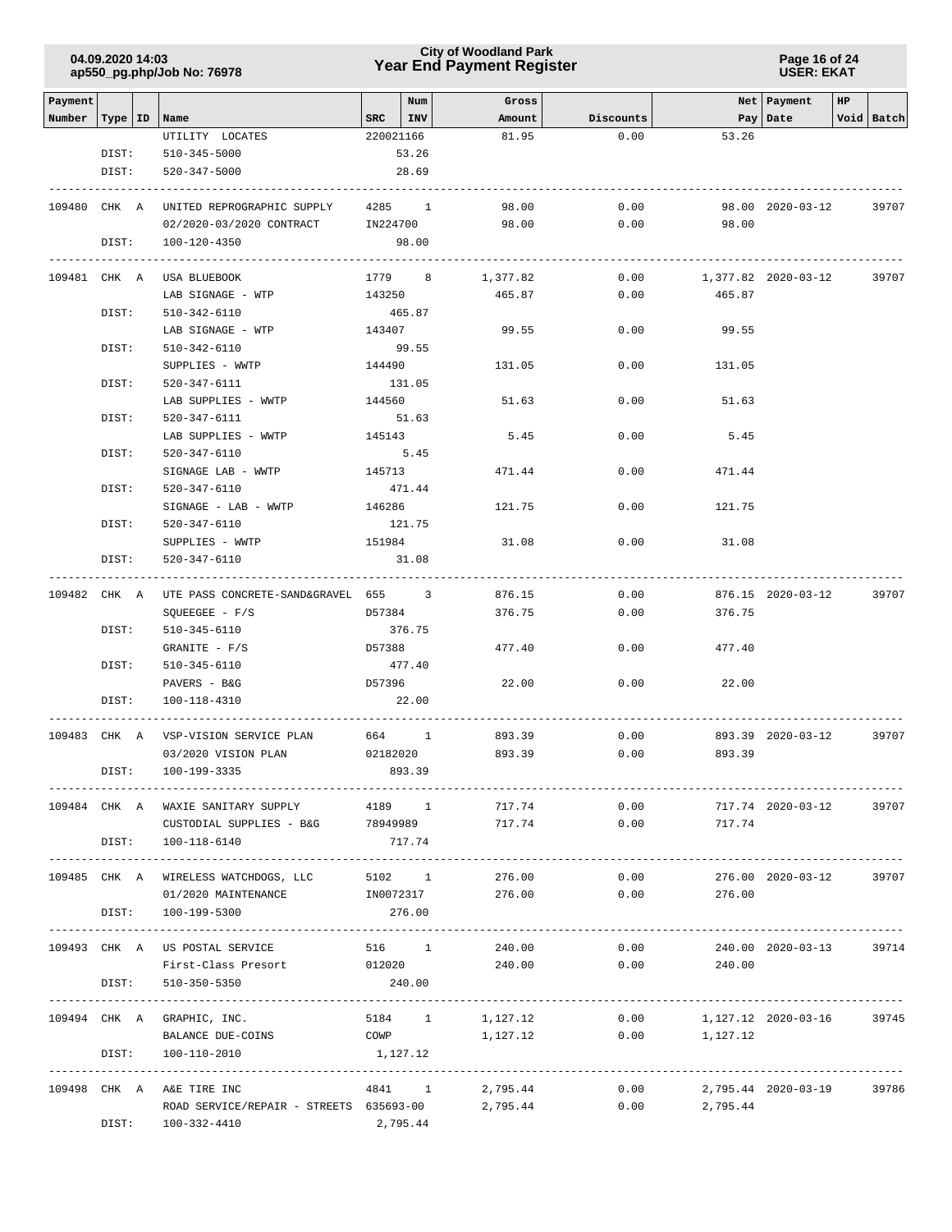| Payment Number | Type | ID | Name | SRC | Num INV | Gross Amount | Discounts | Net Pay | Payment Date | HP | Void | Batch |
|---|---|---|---|---|---|---|---|---|---|---|---|---|
| | | | UTILITY LOCATES | 220021166 | | 81.95 | 0.00 | 53.26 | | | | |
| | DIST: | | 510-345-5000 | | 53.26 | | | | | | | |
| | DIST: | | 520-347-5000 | | 28.69 | | | | | | | |
| 109480 | CHK | A | UNITED REPROGRAPHIC SUPPLY | 4285 | 1 | 98.00 | 0.00 | 98.00 | 2020-03-12 | | | 39707 |
| | | | 02/2020-03/2020 CONTRACT | IN224700 | | 98.00 | 0.00 | 98.00 | | | | |
| | DIST: | | 100-120-4350 | | 98.00 | | | | | | | |
| 109481 | CHK | A | USA BLUEBOOK | 1779 | 8 | 1,377.82 | 0.00 | 1,377.82 | 2020-03-12 | | | 39707 |
| | | | LAB SIGNAGE - WTP | 143250 | | 465.87 | 0.00 | 465.87 | | | | |
| | DIST: | | 510-342-6110 | | 465.87 | | | | | | | |
| | | | LAB SIGNAGE - WTP | 143407 | | 99.55 | 0.00 | 99.55 | | | | |
| | DIST: | | 510-342-6110 | | 99.55 | | | | | | | |
| | | | SUPPLIES - WWTP | 144490 | | 131.05 | 0.00 | 131.05 | | | | |
| | DIST: | | 520-347-6111 | | 131.05 | | | | | | | |
| | | | LAB SUPPLIES - WWTP | 144560 | | 51.63 | 0.00 | 51.63 | | | | |
| | DIST: | | 520-347-6111 | | 51.63 | | | | | | | |
| | | | LAB SUPPLIES - WWTP | 145143 | | 5.45 | 0.00 | 5.45 | | | | |
| | DIST: | | 520-347-6110 | | 5.45 | | | | | | | |
| | | | SIGNAGE LAB - WWTP | 145713 | | 471.44 | 0.00 | 471.44 | | | | |
| | DIST: | | 520-347-6110 | | 471.44 | | | | | | | |
| | | | SIGNAGE - LAB - WWTP | 146286 | | 121.75 | 0.00 | 121.75 | | | | |
| | DIST: | | 520-347-6110 | | 121.75 | | | | | | | |
| | | | SUPPLIES - WWTP | 151984 | | 31.08 | 0.00 | 31.08 | | | | |
| | DIST: | | 520-347-6110 | | 31.08 | | | | | | | |
| 109482 | CHK | A | UTE PASS CONCRETE-SAND&GRAVEL | 655 | 3 | 876.15 | 0.00 | 876.15 | 2020-03-12 | | | 39707 |
| | | | SQUEEGEE - F/S | D57384 | | 376.75 | 0.00 | 376.75 | | | | |
| | DIST: | | 510-345-6110 | | 376.75 | | | | | | | |
| | | | GRANITE - F/S | D57388 | | 477.40 | 0.00 | 477.40 | | | | |
| | DIST: | | 510-345-6110 | | 477.40 | | | | | | | |
| | | | PAVERS - B&G | D57396 | | 22.00 | 0.00 | 22.00 | | | | |
| | DIST: | | 100-118-4310 | | 22.00 | | | | | | | |
| 109483 | CHK | A | VSP-VISION SERVICE PLAN | 664 | 1 | 893.39 | 0.00 | 893.39 | 2020-03-12 | | | 39707 |
| | | | 03/2020 VISION PLAN | 02182020 | | 893.39 | 0.00 | 893.39 | | | | |
| | DIST: | | 100-199-3335 | | 893.39 | | | | | | | |
| 109484 | CHK | A | WAXIE SANITARY SUPPLY | 4189 | 1 | 717.74 | 0.00 | 717.74 | 2020-03-12 | | | 39707 |
| | | | CUSTODIAL SUPPLIES - B&G | 78949989 | | 717.74 | 0.00 | 717.74 | | | | |
| | DIST: | | 100-118-6140 | | 717.74 | | | | | | | |
| 109485 | CHK | A | WIRELESS WATCHDOGS, LLC | 5102 | 1 | 276.00 | 0.00 | 276.00 | 2020-03-12 | | | 39707 |
| | | | 01/2020 MAINTENANCE | IN0072317 | | 276.00 | 0.00 | 276.00 | | | | |
| | DIST: | | 100-199-5300 | | 276.00 | | | | | | | |
| 109493 | CHK | A | US POSTAL SERVICE | 516 | 1 | 240.00 | 0.00 | 240.00 | 2020-03-13 | | | 39714 |
| | | | First-Class Presort | 012020 | | 240.00 | 0.00 | 240.00 | | | | |
| | DIST: | | 510-350-5350 | | 240.00 | | | | | | | |
| 109494 | CHK | A | GRAPHIC, INC. | 5184 | 1 | 1,127.12 | 0.00 | 1,127.12 | 2020-03-16 | | | 39745 |
| | | | BALANCE DUE-COINS | COWP | | 1,127.12 | 0.00 | 1,127.12 | | | | |
| | DIST: | | 100-110-2010 | | 1,127.12 | | | | | | | |
| 109498 | CHK | A | A&E TIRE INC | 4841 | 1 | 2,795.44 | 0.00 | 2,795.44 | 2020-03-19 | | | 39786 |
| | | | ROAD SERVICE/REPAIR - STREETS | 635693-00 | | 2,795.44 | 0.00 | 2,795.44 | | | | |
| | DIST: | | 100-332-4410 | | 2,795.44 | | | | | | | |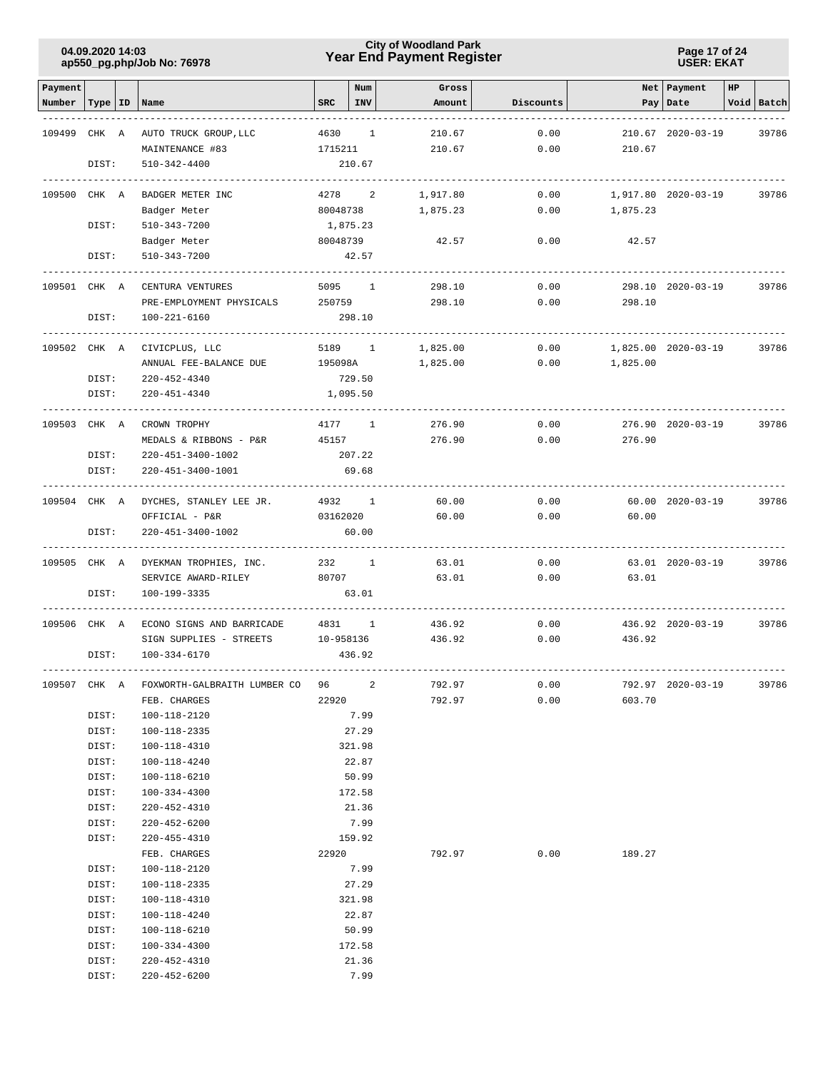# City of Woodland Park
## Year End Payment Register

04.09.2020 14:03
ap550_pg.php/Job No: 76978

USER: EKAT

| Payment Number | Type | ID | Name | SRC | Num INV | Gross Amount | Discounts | Net Pay | Payment Date | HP Void | Batch |
|---|---|---|---|---|---|---|---|---|---|---|---|
| 109499 | CHK | A | AUTO TRUCK GROUP,LLC | 4630 | 1 | 210.67 | 0.00 | 210.67 | 2020-03-19 | | 39786 |
| | | | MAINTENANCE #83 | 1715211 | | 210.67 | 0.00 | 210.67 | | | |
| | DIST: | | 510-342-4400 | | 210.67 | | | | | | |
| 109500 | CHK | A | BADGER METER INC | 4278 | 2 | 1,917.80 | 0.00 | 1,917.80 | 2020-03-19 | | 39786 |
| | | | Badger Meter | 80048738 | | 1,875.23 | 0.00 | 1,875.23 | | | |
| | DIST: | | 510-343-7200 | | 1,875.23 | | | | | | |
| | | | Badger Meter | 80048739 | | 42.57 | 0.00 | 42.57 | | | |
| | DIST: | | 510-343-7200 | | 42.57 | | | | | | |
| 109501 | CHK | A | CENTURA VENTURES | 5095 | 1 | 298.10 | 0.00 | 298.10 | 2020-03-19 | | 39786 |
| | | | PRE-EMPLOYMENT PHYSICALS | 250759 | | 298.10 | 0.00 | 298.10 | | | |
| | DIST: | | 100-221-6160 | | 298.10 | | | | | | |
| 109502 | CHK | A | CIVICPLUS, LLC | 5189 | 1 | 1,825.00 | 0.00 | 1,825.00 | 2020-03-19 | | 39786 |
| | | | ANNUAL FEE-BALANCE DUE | 195098A | | 1,825.00 | 0.00 | 1,825.00 | | | |
| | DIST: | | 220-452-4340 | | 729.50 | | | | | | |
| | DIST: | | 220-451-4340 | | 1,095.50 | | | | | | |
| 109503 | CHK | A | CROWN TROPHY | 4177 | 1 | 276.90 | 0.00 | 276.90 | 2020-03-19 | | 39786 |
| | | | MEDALS & RIBBONS - P&R | 45157 | | 276.90 | 0.00 | 276.90 | | | |
| | DIST: | | 220-451-3400-1002 | | 207.22 | | | | | | |
| | DIST: | | 220-451-3400-1001 | | 69.68 | | | | | | |
| 109504 | CHK | A | DYCHES, STANLEY LEE JR. | 4932 | 1 | 60.00 | 0.00 | 60.00 | 2020-03-19 | | 39786 |
| | | | OFFICIAL - P&R | 03162020 | | 60.00 | 0.00 | 60.00 | | | |
| | DIST: | | 220-451-3400-1002 | | 60.00 | | | | | | |
| 109505 | CHK | A | DYEKMAN TROPHIES, INC. | 232 | 1 | 63.01 | 0.00 | 63.01 | 2020-03-19 | | 39786 |
| | | | SERVICE AWARD-RILEY | 80707 | | 63.01 | 0.00 | 63.01 | | | |
| | DIST: | | 100-199-3335 | | 63.01 | | | | | | |
| 109506 | CHK | A | ECONO SIGNS AND BARRICADE | 4831 | 1 | 436.92 | 0.00 | 436.92 | 2020-03-19 | | 39786 |
| | | | SIGN SUPPLIES - STREETS | 10-958136 | | 436.92 | 0.00 | 436.92 | | | |
| | DIST: | | 100-334-6170 | | 436.92 | | | | | | |
| 109507 | CHK | A | FOXWORTH-GALBRAITH LUMBER CO | 96 | 2 | 792.97 | 0.00 | 792.97 | 2020-03-19 | | 39786 |
| | | | FEB. CHARGES | 22920 | | 792.97 | 0.00 | 603.70 | | | |
| | DIST: | | 100-118-2120 | | 7.99 | | | | | | |
| | DIST: | | 100-118-2335 | | 27.29 | | | | | | |
| | DIST: | | 100-118-4310 | | 321.98 | | | | | | |
| | DIST: | | 100-118-4240 | | 22.87 | | | | | | |
| | DIST: | | 100-118-6210 | | 50.99 | | | | | | |
| | DIST: | | 100-334-4300 | | 172.58 | | | | | | |
| | DIST: | | 220-452-4310 | | 21.36 | | | | | | |
| | DIST: | | 220-452-6200 | | 7.99 | | | | | | |
| | DIST: | | 220-455-4310 | | 159.92 | | | | | | |
| | | | FEB. CHARGES | 22920 | | 792.97 | 0.00 | 189.27 | | | |
| | DIST: | | 100-118-2120 | | 7.99 | | | | | | |
| | DIST: | | 100-118-2335 | | 27.29 | | | | | | |
| | DIST: | | 100-118-4310 | | 321.98 | | | | | | |
| | DIST: | | 100-118-4240 | | 22.87 | | | | | | |
| | DIST: | | 100-118-6210 | | 50.99 | | | | | | |
| | DIST: | | 100-334-4300 | | 172.58 | | | | | | |
| | DIST: | | 220-452-4310 | | 21.36 | | | | | | |
| | DIST: | | 220-452-6200 | | 7.99 | | | | | | |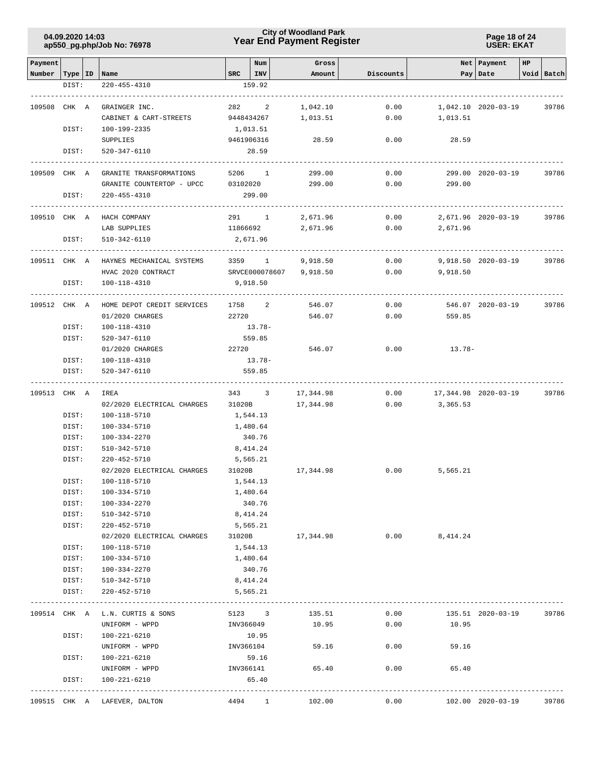| Payment Number | Type | ID | Name | SRC | Num INV | Gross Amount | Discounts | Net Pay | Payment Date | HP | Void | Batch |
|---|---|---|---|---|---|---|---|---|---|---|---|---|
| | DIST: | | 220-455-4310 | 159.92 | | | | | | | | |
| 109508 | CHK | A | GRAINGER INC. | 282 | 2 | 1,042.10 | 0.00 | 1,042.10 | 2020-03-19 | | | 39786 |
| | | | CABINET & CART-STREETS | 9448434267 | | 1,013.51 | 0.00 | 1,013.51 | | | | |
| | DIST: | | 100-199-2335 | 1,013.51 | | | | | | | | |
| | | | SUPPLIES | 9461906316 | | 28.59 | 0.00 | 28.59 | | | | |
| | DIST: | | 520-347-6110 | 28.59 | | | | | | | | |
| 109509 | CHK | A | GRANITE TRANSFORMATIONS | 5206 | 1 | 299.00 | 0.00 | 299.00 | 2020-03-19 | | | 39786 |
| | | | GRANITE COUNTERTOP - UPCC | 03102020 | | 299.00 | 0.00 | 299.00 | | | | |
| | DIST: | | 220-455-4310 | 299.00 | | | | | | | | |
| 109510 | CHK | A | HACH COMPANY | 291 | 1 | 2,671.96 | 0.00 | 2,671.96 | 2020-03-19 | | | 39786 |
| | | | LAB SUPPLIES | 11866692 | | 2,671.96 | 0.00 | 2,671.96 | | | | |
| | DIST: | | 510-342-6110 | 2,671.96 | | | | | | | | |
| 109511 | CHK | A | HAYNES MECHANICAL SYSTEMS | 3359 | 1 | 9,918.50 | 0.00 | 9,918.50 | 2020-03-19 | | | 39786 |
| | | | HVAC 2020 CONTRACT | SRVCE000078607 | | 9,918.50 | 0.00 | 9,918.50 | | | | |
| | DIST: | | 100-118-4310 | 9,918.50 | | | | | | | | |
| 109512 | CHK | A | HOME DEPOT CREDIT SERVICES | 1758 | 2 | 546.07 | 0.00 | 546.07 | 2020-03-19 | | | 39786 |
| | | | 01/2020 CHARGES | 22720 | | 546.07 | 0.00 | 559.85 | | | | |
| | DIST: | | 100-118-4310 | 13.78- | | | | | | | | |
| | DIST: | | 520-347-6110 | 559.85 | | | | | | | | |
| | | | 01/2020 CHARGES | 22720 | | 546.07 | 0.00 | 13.78- | | | | |
| | DIST: | | 100-118-4310 | 13.78- | | | | | | | | |
| | DIST: | | 520-347-6110 | 559.85 | | | | | | | | |
| 109513 | CHK | A | IREA | 343 | 3 | 17,344.98 | 0.00 | 17,344.98 | 2020-03-19 | | | 39786 |
| | | | 02/2020 ELECTRICAL CHARGES | 31020B | | 17,344.98 | 0.00 | 3,365.53 | | | | |
| | DIST: | | 100-118-5710 | 1,544.13 | | | | | | | | |
| | DIST: | | 100-334-5710 | 1,480.64 | | | | | | | | |
| | DIST: | | 100-334-2270 | 340.76 | | | | | | | | |
| | DIST: | | 510-342-5710 | 8,414.24 | | | | | | | | |
| | DIST: | | 220-452-5710 | 5,565.21 | | | | | | | | |
| | | | 02/2020 ELECTRICAL CHARGES | 31020B | | 17,344.98 | 0.00 | 5,565.21 | | | | |
| | DIST: | | 100-118-5710 | 1,544.13 | | | | | | | | |
| | DIST: | | 100-334-5710 | 1,480.64 | | | | | | | | |
| | DIST: | | 100-334-2270 | 340.76 | | | | | | | | |
| | DIST: | | 510-342-5710 | 8,414.24 | | | | | | | | |
| | DIST: | | 220-452-5710 | 5,565.21 | | | | | | | | |
| | | | 02/2020 ELECTRICAL CHARGES | 31020B | | 17,344.98 | 0.00 | 8,414.24 | | | | |
| | DIST: | | 100-118-5710 | 1,544.13 | | | | | | | | |
| | DIST: | | 100-334-5710 | 1,480.64 | | | | | | | | |
| | DIST: | | 100-334-2270 | 340.76 | | | | | | | | |
| | DIST: | | 510-342-5710 | 8,414.24 | | | | | | | | |
| | DIST: | | 220-452-5710 | 5,565.21 | | | | | | | | |
| 109514 | CHK | A | L.N. CURTIS & SONS | 5123 | 3 | 135.51 | 0.00 | 135.51 | 2020-03-19 | | | 39786 |
| | | | UNIFORM - WPPD | INV366049 | | 10.95 | 0.00 | 10.95 | | | | |
| | DIST: | | 100-221-6210 | 10.95 | | | | | | | | |
| | | | UNIFORM - WPPD | INV366104 | | 59.16 | 0.00 | 59.16 | | | | |
| | DIST: | | 100-221-6210 | 59.16 | | | | | | | | |
| | | | UNIFORM - WPPD | INV366141 | | 65.40 | 0.00 | 65.40 | | | | |
| | DIST: | | 100-221-6210 | 65.40 | | | | | | | | |
| 109515 | CHK | A | LAFEVER, DALTON | 4494 | 1 | 102.00 | 0.00 | 102.00 | 2020-03-19 | | | 39786 |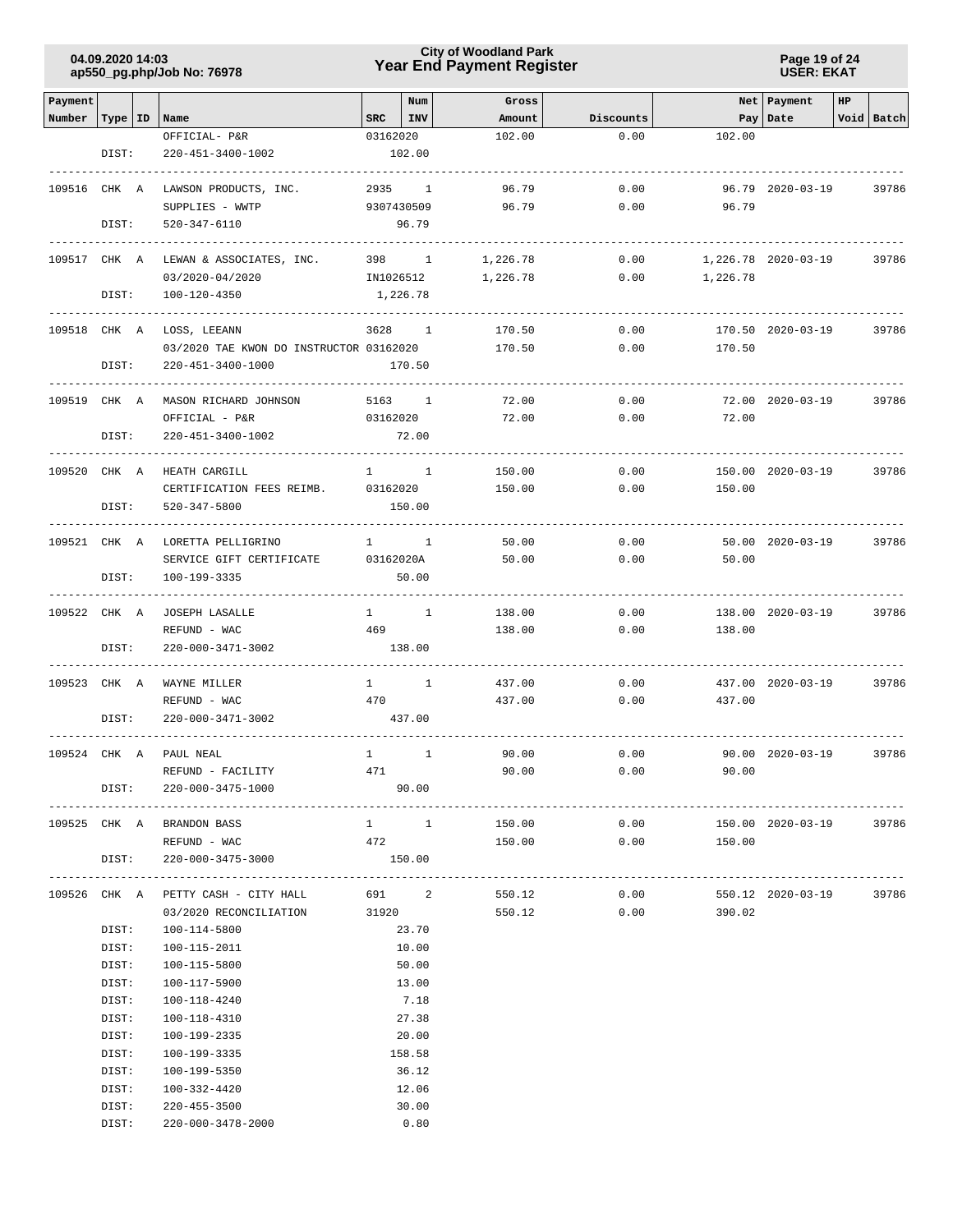| Payment Number | Type | ID | Name | SRC | Num INV | Gross Amount | Discounts | Net Pay | Payment Date | HP Void | Batch |
|---|---|---|---|---|---|---|---|---|---|---|---|
| | | | OFFICIAL- P&R | 03162020 | | 102.00 | 0.00 | 102.00 | | | |
| | DIST: | | 220-451-3400-1002 | | 102.00 | | | | | | |
| 109516 | CHK | A | LAWSON PRODUCTS, INC. | 2935 | 1 | 96.79 | 0.00 | 96.79 | 2020-03-19 | | 39786 |
| | | | SUPPLIES - WWTP | 9307430509 | | 96.79 | 0.00 | 96.79 | | | |
| | DIST: | | 520-347-6110 | | 96.79 | | | | | | |
| 109517 | CHK | A | LEWAN & ASSOCIATES, INC. | 398 | 1 | 1,226.78 | 0.00 | 1,226.78 | 2020-03-19 | | 39786 |
| | | | 03/2020-04/2020 | IN1026512 | | 1,226.78 | 0.00 | 1,226.78 | | | |
| | DIST: | | 100-120-4350 | | 1,226.78 | | | | | | |
| 109518 | CHK | A | LOSS, LEEANN | 3628 | 1 | 170.50 | 0.00 | 170.50 | 2020-03-19 | | 39786 |
| | | | 03/2020 TAE KWON DO INSTRUCTOR | 03162020 | | 170.50 | 0.00 | 170.50 | | | |
| | DIST: | | 220-451-3400-1000 | | 170.50 | | | | | | |
| 109519 | CHK | A | MASON RICHARD JOHNSON | 5163 | 1 | 72.00 | 0.00 | 72.00 | 2020-03-19 | | 39786 |
| | | | OFFICIAL - P&R | 03162020 | | 72.00 | 0.00 | 72.00 | | | |
| | DIST: | | 220-451-3400-1002 | | 72.00 | | | | | | |
| 109520 | CHK | A | HEATH CARGILL | 1 | 1 | 150.00 | 0.00 | 150.00 | 2020-03-19 | | 39786 |
| | | | CERTIFICATION FEES REIMB. | 03162020 | | 150.00 | 0.00 | 150.00 | | | |
| | DIST: | | 520-347-5800 | | 150.00 | | | | | | |
| 109521 | CHK | A | LORETTA PELLIGRINO | 1 | 1 | 50.00 | 0.00 | 50.00 | 2020-03-19 | | 39786 |
| | | | SERVICE GIFT CERTIFICATE | 03162020A | | 50.00 | 0.00 | 50.00 | | | |
| | DIST: | | 100-199-3335 | | 50.00 | | | | | | |
| 109522 | CHK | A | JOSEPH LASALLE | 1 | 1 | 138.00 | 0.00 | 138.00 | 2020-03-19 | | 39786 |
| | | | REFUND - WAC | 469 | | 138.00 | 0.00 | 138.00 | | | |
| | DIST: | | 220-000-3471-3002 | | 138.00 | | | | | | |
| 109523 | CHK | A | WAYNE MILLER | 1 | 1 | 437.00 | 0.00 | 437.00 | 2020-03-19 | | 39786 |
| | | | REFUND - WAC | 470 | | 437.00 | 0.00 | 437.00 | | | |
| | DIST: | | 220-000-3471-3002 | | 437.00 | | | | | | |
| 109524 | CHK | A | PAUL NEAL | 1 | 1 | 90.00 | 0.00 | 90.00 | 2020-03-19 | | 39786 |
| | | | REFUND - FACILITY | 471 | | 90.00 | 0.00 | 90.00 | | | |
| | DIST: | | 220-000-3475-1000 | | 90.00 | | | | | | |
| 109525 | CHK | A | BRANDON BASS | 1 | 1 | 150.00 | 0.00 | 150.00 | 2020-03-19 | | 39786 |
| | | | REFUND - WAC | 472 | | 150.00 | 0.00 | 150.00 | | | |
| | DIST: | | 220-000-3475-3000 | | 150.00 | | | | | | |
| 109526 | CHK | A | PETTY CASH - CITY HALL | 691 | 2 | 550.12 | 0.00 | 550.12 | 2020-03-19 | | 39786 |
| | | | 03/2020 RECONCILIATION | 31920 | | 550.12 | 0.00 | 390.02 | | | |
| | DIST: | | 100-114-5800 | | 23.70 | | | | | | |
| | DIST: | | 100-115-2011 | | 10.00 | | | | | | |
| | DIST: | | 100-115-5800 | | 50.00 | | | | | | |
| | DIST: | | 100-117-5900 | | 13.00 | | | | | | |
| | DIST: | | 100-118-4240 | | 7.18 | | | | | | |
| | DIST: | | 100-118-4310 | | 27.38 | | | | | | |
| | DIST: | | 100-199-2335 | | 20.00 | | | | | | |
| | DIST: | | 100-199-3335 | | 158.58 | | | | | | |
| | DIST: | | 100-199-5350 | | 36.12 | | | | | | |
| | DIST: | | 100-332-4420 | | 12.06 | | | | | | |
| | DIST: | | 220-455-3500 | | 30.00 | | | | | | |
| | DIST: | | 220-000-3478-2000 | | 0.80 | | | | | | |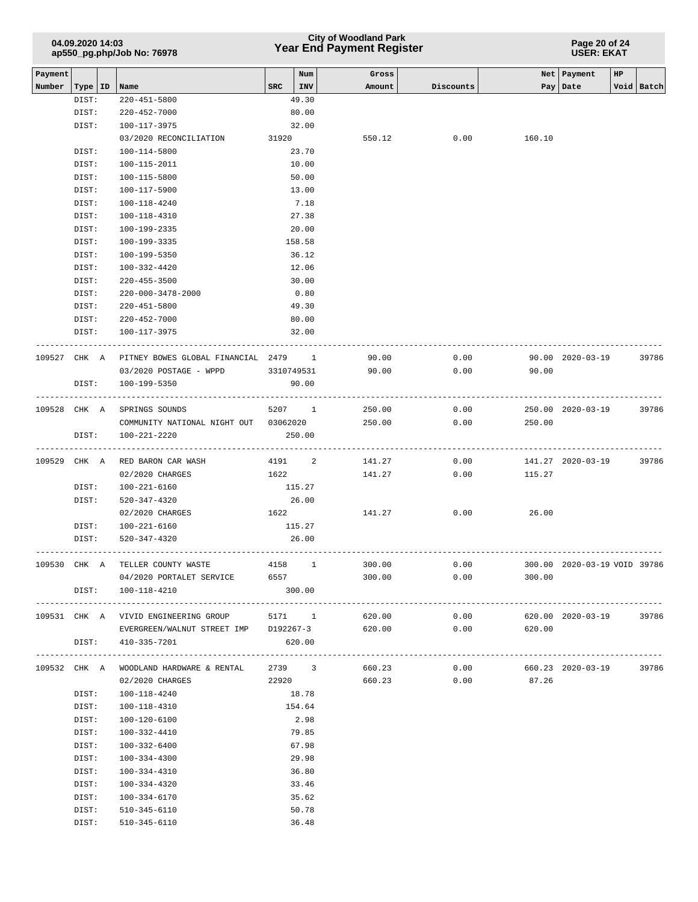| Payment Number | Type | ID | Name | SRC | Num INV | Gross Amount | Discounts | Net Pay | Payment Date | HP Void | Batch |
|---|---|---|---|---|---|---|---|---|---|---|---|
| | DIST: | | 220-451-5800 | | 49.30 | | | | | | |
| | DIST: | | 220-452-7000 | | 80.00 | | | | | | |
| | DIST: | | 100-117-3975 | | 32.00 | | | | | | |
| | | | 03/2020 RECONCILIATION | 31920 | | 550.12 | 0.00 | 160.10 | | | |
| | DIST: | | 100-114-5800 | | 23.70 | | | | | | |
| | DIST: | | 100-115-2011 | | 10.00 | | | | | | |
| | DIST: | | 100-115-5800 | | 50.00 | | | | | | |
| | DIST: | | 100-117-5900 | | 13.00 | | | | | | |
| | DIST: | | 100-118-4240 | | 7.18 | | | | | | |
| | DIST: | | 100-118-4310 | | 27.38 | | | | | | |
| | DIST: | | 100-199-2335 | | 20.00 | | | | | | |
| | DIST: | | 100-199-3335 | | 158.58 | | | | | | |
| | DIST: | | 100-199-5350 | | 36.12 | | | | | | |
| | DIST: | | 100-332-4420 | | 12.06 | | | | | | |
| | DIST: | | 220-455-3500 | | 30.00 | | | | | | |
| | DIST: | | 220-000-3478-2000 | | 0.80 | | | | | | |
| | DIST: | | 220-451-5800 | | 49.30 | | | | | | |
| | DIST: | | 220-452-7000 | | 80.00 | | | | | | |
| | DIST: | | 100-117-3975 | | 32.00 | | | | | | |
| 109527 | CHK | A | PITNEY BOWES GLOBAL FINANCIAL | 2479 | 1 | 90.00 | 0.00 | 90.00 | 2020-03-19 | | 39786 |
| | | | 03/2020 POSTAGE - WPPD | 3310749531 | | 90.00 | 0.00 | 90.00 | | | |
| | DIST: | | 100-199-5350 | | 90.00 | | | | | | |
| 109528 | CHK | A | SPRINGS SOUNDS | 5207 | 1 | 250.00 | 0.00 | 250.00 | 2020-03-19 | | 39786 |
| | | | COMMUNITY NATIONAL NIGHT OUT | 03062020 | | 250.00 | 0.00 | 250.00 | | | |
| | DIST: | | 100-221-2220 | | 250.00 | | | | | | |
| 109529 | CHK | A | RED BARON CAR WASH | 4191 | 2 | 141.27 | 0.00 | 141.27 | 2020-03-19 | | 39786 |
| | | | 02/2020 CHARGES | 1622 | | 141.27 | 0.00 | 115.27 | | | |
| | DIST: | | 100-221-6160 | | 115.27 | | | | | | |
| | DIST: | | 520-347-4320 | | 26.00 | | | | | | |
| | | | 02/2020 CHARGES | 1622 | | 141.27 | 0.00 | 26.00 | | | |
| | DIST: | | 100-221-6160 | | 115.27 | | | | | | |
| | DIST: | | 520-347-4320 | | 26.00 | | | | | | |
| 109530 | CHK | A | TELLER COUNTY WASTE | 4158 | 1 | 300.00 | 0.00 | 300.00 | 2020-03-19 | VOID | 39786 |
| | | | 04/2020 PORTALET SERVICE | 6557 | | 300.00 | 0.00 | 300.00 | | | |
| | DIST: | | 100-118-4210 | | 300.00 | | | | | | |
| 109531 | CHK | A | VIVID ENGINEERING GROUP | 5171 | 1 | 620.00 | 0.00 | 620.00 | 2020-03-19 | | 39786 |
| | | | EVERGREEN/WALNUT STREET IMP | D192267-3 | | 620.00 | 0.00 | 620.00 | | | |
| | DIST: | | 410-335-7201 | | 620.00 | | | | | | |
| 109532 | CHK | A | WOODLAND HARDWARE & RENTAL | 2739 | 3 | 660.23 | 0.00 | 660.23 | 2020-03-19 | | 39786 |
| | | | 02/2020 CHARGES | 22920 | | 660.23 | 0.00 | 87.26 | | | |
| | DIST: | | 100-118-4240 | | 18.78 | | | | | | |
| | DIST: | | 100-118-4310 | | 154.64 | | | | | | |
| | DIST: | | 100-120-6100 | | 2.98 | | | | | | |
| | DIST: | | 100-332-4410 | | 79.85 | | | | | | |
| | DIST: | | 100-332-6400 | | 67.98 | | | | | | |
| | DIST: | | 100-334-4300 | | 29.98 | | | | | | |
| | DIST: | | 100-334-4310 | | 36.80 | | | | | | |
| | DIST: | | 100-334-4320 | | 33.46 | | | | | | |
| | DIST: | | 100-334-6170 | | 35.62 | | | | | | |
| | DIST: | | 510-345-6110 | | 50.78 | | | | | | |
| | DIST: | | 510-345-6110 | | 36.48 | | | | | | |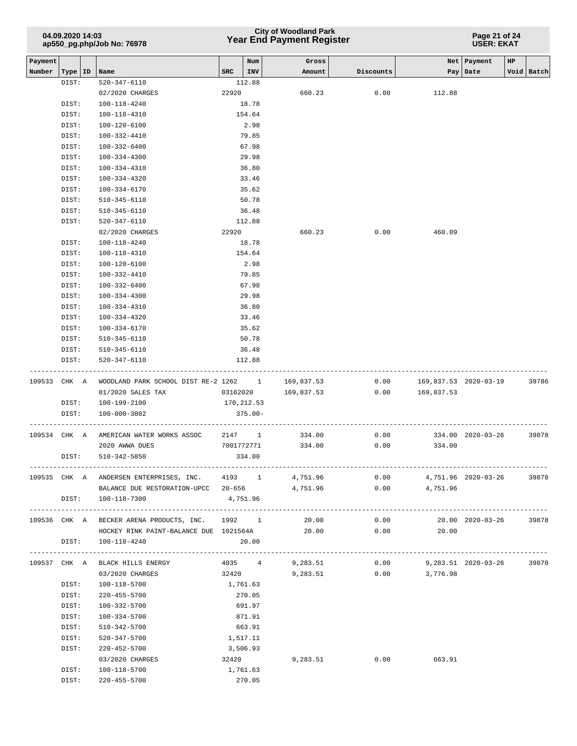| Payment Number | Type | ID | Name | SRC | Num INV | Gross Amount | Discounts | Net Pay | Payment Date | HP Void | Batch |
|---|---|---|---|---|---|---|---|---|---|---|---|
| | DIST: | | 520-347-6110 | | 112.88 | | | | | | |
| | | | 02/2020 CHARGES | 22920 | | 660.23 | 0.00 | 112.88 | | | |
| | DIST: | | 100-118-4240 | | 18.78 | | | | | | |
| | DIST: | | 100-118-4310 | | 154.64 | | | | | | |
| | DIST: | | 100-120-6100 | | 2.98 | | | | | | |
| | DIST: | | 100-332-4410 | | 79.85 | | | | | | |
| | DIST: | | 100-332-6400 | | 67.98 | | | | | | |
| | DIST: | | 100-334-4300 | | 29.98 | | | | | | |
| | DIST: | | 100-334-4310 | | 36.80 | | | | | | |
| | DIST: | | 100-334-4320 | | 33.46 | | | | | | |
| | DIST: | | 100-334-6170 | | 35.62 | | | | | | |
| | DIST: | | 510-345-6110 | | 50.78 | | | | | | |
| | DIST: | | 510-345-6110 | | 36.48 | | | | | | |
| | DIST: | | 520-347-6110 | | 112.88 | | | | | | |
| | | | 02/2020 CHARGES | 22920 | | 660.23 | 0.00 | 460.09 | | | |
| | DIST: | | 100-118-4240 | | 18.78 | | | | | | |
| | DIST: | | 100-118-4310 | | 154.64 | | | | | | |
| | DIST: | | 100-120-6100 | | 2.98 | | | | | | |
| | DIST: | | 100-332-4410 | | 79.85 | | | | | | |
| | DIST: | | 100-332-6400 | | 67.98 | | | | | | |
| | DIST: | | 100-334-4300 | | 29.98 | | | | | | |
| | DIST: | | 100-334-4310 | | 36.80 | | | | | | |
| | DIST: | | 100-334-4320 | | 33.46 | | | | | | |
| | DIST: | | 100-334-6170 | | 35.62 | | | | | | |
| | DIST: | | 510-345-6110 | | 50.78 | | | | | | |
| | DIST: | | 510-345-6110 | | 36.48 | | | | | | |
| | DIST: | | 520-347-6110 | | 112.88 | | | | | | |
| 109533 | CHK | A | WOODLAND PARK SCHOOL DIST RE-2 | 1262 | 1 | 169,837.53 | 0.00 | 169,837.53 | 2020-03-19 | | 39786 |
| | | | 01/2020 SALES TAX | 03162020 | | 169,837.53 | 0.00 | 169,837.53 | | | |
| | DIST: | | 100-199-2100 | | 170,212.53 | | | | | | |
| | DIST: | | 100-000-3802 | | 375.00- | | | | | | |
| 109534 | CHK | A | AMERICAN WATER WORKS ASSOC | 2147 | 1 | 334.00 | 0.00 | 334.00 | 2020-03-26 | | 39878 |
| | | | 2020 AWWA DUES | 7001772771 | | 334.00 | 0.00 | 334.00 | | | |
| | DIST: | | 510-342-5850 | | 334.00 | | | | | | |
| 109535 | CHK | A | ANDERSEN ENTERPRISES, INC. | 4193 | 1 | 4,751.96 | 0.00 | 4,751.96 | 2020-03-26 | | 39878 |
| | | | BALANCE DUE RESTORATION-UPCC | 20-656 | | 4,751.96 | 0.00 | 4,751.96 | | | |
| | DIST: | | 100-118-7300 | | 4,751.96 | | | | | | |
| 109536 | CHK | A | BECKER ARENA PRODUCTS, INC. | 1992 | 1 | 20.00 | 0.00 | 20.00 | 2020-03-26 | | 39878 |
| | | | HOCKEY RINK PAINT-BALANCE DUE | 1021564A | | 20.00 | 0.00 | 20.00 | | | |
| | DIST: | | 100-118-4240 | | 20.00 | | | | | | |
| 109537 | CHK | A | BLACK HILLS ENERGY | 4035 | 4 | 9,283.51 | 0.00 | 9,283.51 | 2020-03-26 | | 39878 |
| | | | 03/2020 CHARGES | 32420 | | 9,283.51 | 0.00 | 3,776.98 | | | |
| | DIST: | | 100-118-5700 | | 1,761.63 | | | | | | |
| | DIST: | | 220-455-5700 | | 270.05 | | | | | | |
| | DIST: | | 100-332-5700 | | 691.97 | | | | | | |
| | DIST: | | 100-334-5700 | | 871.91 | | | | | | |
| | DIST: | | 510-342-5700 | | 663.91 | | | | | | |
| | DIST: | | 520-347-5700 | | 1,517.11 | | | | | | |
| | DIST: | | 220-452-5700 | | 3,506.93 | | | | | | |
| | | | 03/2020 CHARGES | 32420 | | 9,283.51 | 0.00 | 663.91 | | | |
| | DIST: | | 100-118-5700 | | 1,761.63 | | | | | | |
| | DIST: | | 220-455-5700 | | 270.05 | | | | | | |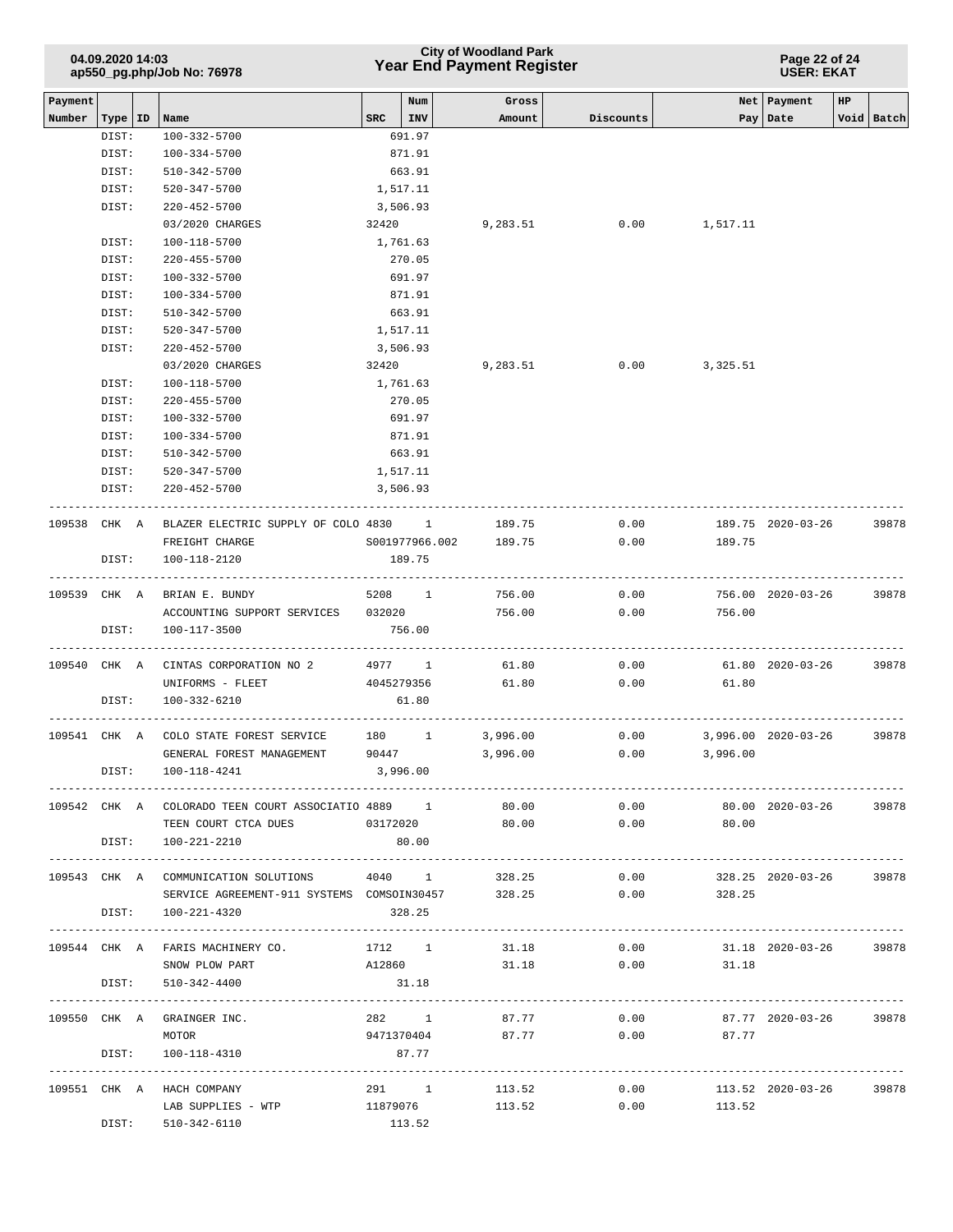**City of Woodland Park**
**Year End Payment Register**

04.09.2020 14:03
ap550_pg.php/Job No: 76978

| Payment Number | Type | ID | Name | SRC | Num INV | Gross Amount | Discounts | Net Pay | Payment Date | HP | Void | Batch |
|---|---|---|---|---|---|---|---|---|---|---|---|---|
| | DIST: | | 100-332-5700 | | 691.97 | | | | | | | |
| | DIST: | | 100-334-5700 | | 871.91 | | | | | | | |
| | DIST: | | 510-342-5700 | | 663.91 | | | | | | | |
| | DIST: | | 520-347-5700 | | 1,517.11 | | | | | | | |
| | DIST: | | 220-452-5700 | | 3,506.93 | | | | | | | |
| | | | 03/2020 CHARGES | 32420 | | 9,283.51 | 0.00 | 1,517.11 | | | | |
| | DIST: | | 100-118-5700 | | 1,761.63 | | | | | | | |
| | DIST: | | 220-455-5700 | | 270.05 | | | | | | | |
| | DIST: | | 100-332-5700 | | 691.97 | | | | | | | |
| | DIST: | | 100-334-5700 | | 871.91 | | | | | | | |
| | DIST: | | 510-342-5700 | | 663.91 | | | | | | | |
| | DIST: | | 520-347-5700 | | 1,517.11 | | | | | | | |
| | DIST: | | 220-452-5700 | | 3,506.93 | | | | | | | |
| | | | 03/2020 CHARGES | 32420 | | 9,283.51 | 0.00 | 3,325.51 | | | | |
| | DIST: | | 100-118-5700 | | 1,761.63 | | | | | | | |
| | DIST: | | 220-455-5700 | | 270.05 | | | | | | | |
| | DIST: | | 100-332-5700 | | 691.97 | | | | | | | |
| | DIST: | | 100-334-5700 | | 871.91 | | | | | | | |
| | DIST: | | 510-342-5700 | | 663.91 | | | | | | | |
| | DIST: | | 520-347-5700 | | 1,517.11 | | | | | | | |
| | DIST: | | 220-452-5700 | | 3,506.93 | | | | | | | |
| 109538 | CHK | A | BLAZER ELECTRIC SUPPLY OF COLO | 4830 | 1 | 189.75 | 0.00 | 189.75 | 2020-03-26 | | | 39878 |
| | | | FREIGHT CHARGE | S001977966.002 | | 189.75 | 0.00 | 189.75 | | | | |
| | DIST: | | 100-118-2120 | | 189.75 | | | | | | | |
| 109539 | CHK | A | BRIAN E. BUNDY | 5208 | 1 | 756.00 | 0.00 | 756.00 | 2020-03-26 | | | 39878 |
| | | | ACCOUNTING SUPPORT SERVICES | 032020 | | 756.00 | 0.00 | 756.00 | | | | |
| | DIST: | | 100-117-3500 | | 756.00 | | | | | | | |
| 109540 | CHK | A | CINTAS CORPORATION NO 2 | 4977 | 1 | 61.80 | 0.00 | 61.80 | 2020-03-26 | | | 39878 |
| | | | UNIFORMS - FLEET | 4045279356 | | 61.80 | 0.00 | 61.80 | | | | |
| | DIST: | | 100-332-6210 | | 61.80 | | | | | | | |
| 109541 | CHK | A | COLO STATE FOREST SERVICE | 180 | 1 | 3,996.00 | 0.00 | 3,996.00 | 2020-03-26 | | | 39878 |
| | | | GENERAL FOREST MANAGEMENT | 90447 | | 3,996.00 | 0.00 | 3,996.00 | | | | |
| | DIST: | | 100-118-4241 | | 3,996.00 | | | | | | | |
| 109542 | CHK | A | COLORADO TEEN COURT ASSOCIATIO | 4889 | 1 | 80.00 | 0.00 | 80.00 | 2020-03-26 | | | 39878 |
| | | | TEEN COURT CTCA DUES | 03172020 | | 80.00 | 0.00 | 80.00 | | | | |
| | DIST: | | 100-221-2210 | | 80.00 | | | | | | | |
| 109543 | CHK | A | COMMUNICATION SOLUTIONS | 4040 | 1 | 328.25 | 0.00 | 328.25 | 2020-03-26 | | | 39878 |
| | | | SERVICE AGREEMENT-911 SYSTEMS | COMSOIN30457 | | 328.25 | 0.00 | 328.25 | | | | |
| | DIST: | | 100-221-4320 | | 328.25 | | | | | | | |
| 109544 | CHK | A | FARIS MACHINERY CO. | 1712 | 1 | 31.18 | 0.00 | 31.18 | 2020-03-26 | | | 39878 |
| | | | SNOW PLOW PART | A12860 | | 31.18 | 0.00 | 31.18 | | | | |
| | DIST: | | 510-342-4400 | | 31.18 | | | | | | | |
| 109550 | CHK | A | GRAINGER INC. | 282 | 1 | 87.77 | 0.00 | 87.77 | 2020-03-26 | | | 39878 |
| | | | MOTOR | 9471370404 | | 87.77 | 0.00 | 87.77 | | | | |
| | DIST: | | 100-118-4310 | | 87.77 | | | | | | | |
| 109551 | CHK | A | HACH COMPANY | 291 | 1 | 113.52 | 0.00 | 113.52 | 2020-03-26 | | | 39878 |
| | | | LAB SUPPLIES - WTP | 11879076 | | 113.52 | 0.00 | 113.52 | | | | |
| | DIST: | | 510-342-6110 | | 113.52 | | | | | | | |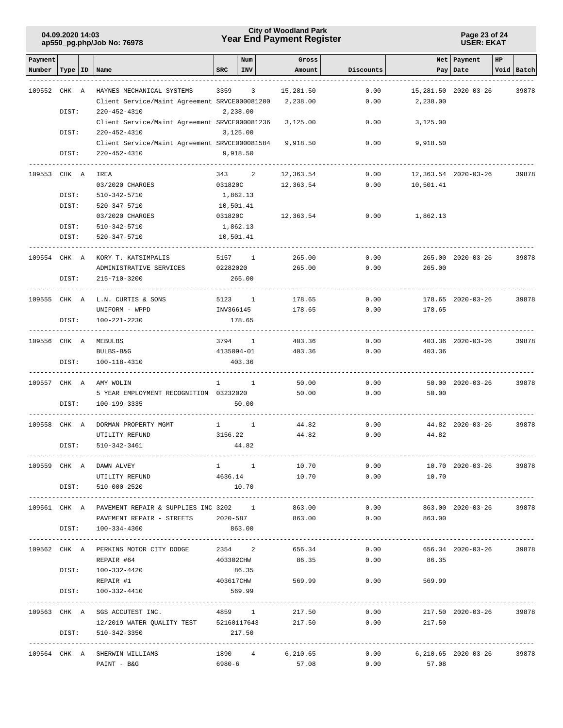# City of Woodland Park
## Year End Payment Register

04.09.2020 14:03
ap550_pg.php/Job No: 76978

Page 23 of 24
USER: EKAT

| Payment Number | Type | ID | Name | SRC | Num INV | Gross Amount | Discounts | Net Pay | Payment Date | HP Void | Batch |
|---|---|---|---|---|---|---|---|---|---|---|---|
| 109552 | CHK | A | HAYNES MECHANICAL SYSTEMS | 3359 | 3 | 15,281.50 | 0.00 | 15,281.50 | 2020-03-26 | | 39878 |
| | | | Client Service/Maint Agreement SRVCE000081200 | | | 2,238.00 | 0.00 | 2,238.00 | | | |
| | DIST: | | 220-452-4310 | 2,238.00 | | | | | | | |
| | | | Client Service/Maint Agreement SRVCE000081236 | | | 3,125.00 | 0.00 | 3,125.00 | | | |
| | DIST: | | 220-452-4310 | 3,125.00 | | | | | | | |
| | | | Client Service/Maint Agreement SRVCE000081584 | | | 9,918.50 | 0.00 | 9,918.50 | | | |
| | DIST: | | 220-452-4310 | 9,918.50 | | | | | | | |
| 109553 | CHK | A | IREA | 343 | 2 | 12,363.54 | 0.00 | 12,363.54 | 2020-03-26 | | 39878 |
| | | | 03/2020 CHARGES | 031820C | | 12,363.54 | 0.00 | 10,501.41 | | | |
| | DIST: | | 510-342-5710 | 1,862.13 | | | | | | | |
| | DIST: | | 520-347-5710 | 10,501.41 | | | | | | | |
| | | | 03/2020 CHARGES | 031820C | | 12,363.54 | 0.00 | 1,862.13 | | | |
| | DIST: | | 510-342-5710 | 1,862.13 | | | | | | | |
| | DIST: | | 520-347-5710 | 10,501.41 | | | | | | | |
| 109554 | CHK | A | KORY T. KATSIMPALIS | 5157 | 1 | 265.00 | 0.00 | 265.00 | 2020-03-26 | | 39878 |
| | | | ADMINISTRATIVE SERVICES | 02282020 | | 265.00 | 0.00 | 265.00 | | | |
| | DIST: | | 215-710-3200 | 265.00 | | | | | | | |
| 109555 | CHK | A | L.N. CURTIS & SONS | 5123 | 1 | 178.65 | 0.00 | 178.65 | 2020-03-26 | | 39878 |
| | | | UNIFORM - WPPD | INV366145 | | 178.65 | 0.00 | 178.65 | | | |
| | DIST: | | 100-221-2230 | 178.65 | | | | | | | |
| 109556 | CHK | A | MEBULBS | 3794 | 1 | 403.36 | 0.00 | 403.36 | 2020-03-26 | | 39878 |
| | | | BULBS-B&G | 4135094-01 | | 403.36 | 0.00 | 403.36 | | | |
| | DIST: | | 100-118-4310 | 403.36 | | | | | | | |
| 109557 | CHK | A | AMY WOLIN | 1 | 1 | 50.00 | 0.00 | 50.00 | 2020-03-26 | | 39878 |
| | | | 5 YEAR EMPLOYMENT RECOGNITION | 03232020 | | 50.00 | 0.00 | 50.00 | | | |
| | DIST: | | 100-199-3335 | 50.00 | | | | | | | |
| 109558 | CHK | A | DORMAN PROPERTY MGMT | 1 | 1 | 44.82 | 0.00 | 44.82 | 2020-03-26 | | 39878 |
| | | | UTILITY REFUND | 3156.22 | | 44.82 | 0.00 | 44.82 | | | |
| | DIST: | | 510-342-3461 | 44.82 | | | | | | | |
| 109559 | CHK | A | DAWN ALVEY | 1 | 1 | 10.70 | 0.00 | 10.70 | 2020-03-26 | | 39878 |
| | | | UTILITY REFUND | 4636.14 | | 10.70 | 0.00 | 10.70 | | | |
| | DIST: | | 510-000-2520 | 10.70 | | | | | | | |
| 109561 | CHK | A | PAVEMENT REPAIR & SUPPLIES INC | 3202 | 1 | 863.00 | 0.00 | 863.00 | 2020-03-26 | | 39878 |
| | | | PAVEMENT REPAIR - STREETS | 2020-587 | | 863.00 | 0.00 | 863.00 | | | |
| | DIST: | | 100-334-4360 | 863.00 | | | | | | | |
| 109562 | CHK | A | PERKINS MOTOR CITY DODGE | 2354 | 2 | 656.34 | 0.00 | 656.34 | 2020-03-26 | | 39878 |
| | | | REPAIR #64 | 403302CHW | | 86.35 | 0.00 | 86.35 | | | |
| | DIST: | | 100-332-4420 | 86.35 | | | | | | | |
| | | | REPAIR #1 | 403617CHW | | 569.99 | 0.00 | 569.99 | | | |
| | DIST: | | 100-332-4410 | 569.99 | | | | | | | |
| 109563 | CHK | A | SGS ACCUTEST INC. | 4859 | 1 | 217.50 | 0.00 | 217.50 | 2020-03-26 | | 39878 |
| | | | 12/2019 WATER QUALITY TEST | 52160117643 | | 217.50 | 0.00 | 217.50 | | | |
| | DIST: | | 510-342-3350 | 217.50 | | | | | | | |
| 109564 | CHK | A | SHERWIN-WILLIAMS | 1890 | 4 | 6,210.65 | 0.00 | 6,210.65 | 2020-03-26 | | 39878 |
| | | | PAINT - B&G | 6980-6 | | 57.08 | 0.00 | 57.08 | | | |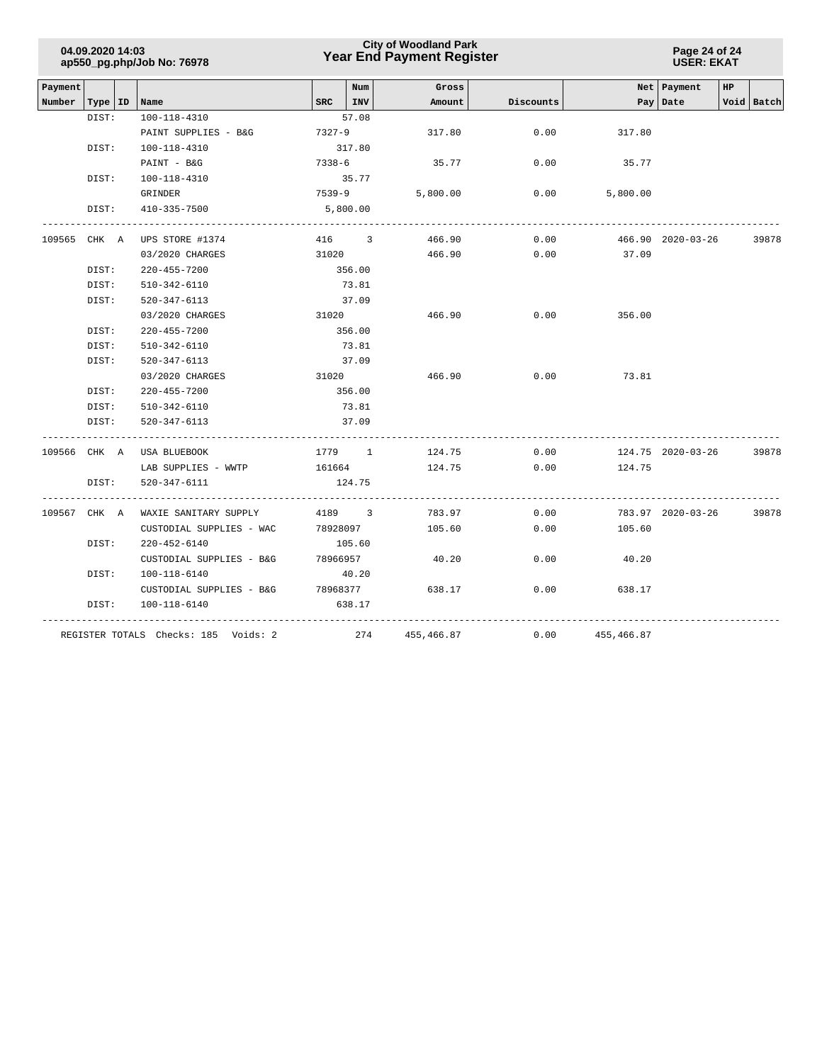| Payment Number | Type | ID | Name | SRC | Num INV | Gross Amount | Discounts | Net Pay | Payment Date | HP | Void | Batch |
|---|---|---|---|---|---|---|---|---|---|---|---|---|
| | DIST: | | 100-118-4310 | | 57.08 | | | | | | | |
| | | | PAINT SUPPLIES - B&G | 7327-9 | | 317.80 | 0.00 | 317.80 | | | | |
| | DIST: | | 100-118-4310 | | 317.80 | | | | | | | |
| | | | PAINT - B&G | 7338-6 | | 35.77 | 0.00 | 35.77 | | | | |
| | DIST: | | 100-118-4310 | | 35.77 | | | | | | | |
| | | | GRINDER | 7539-9 | | 5,800.00 | 0.00 | 5,800.00 | | | | |
| | DIST: | | 410-335-7500 | | 5,800.00 | | | | | | | |
| 109565 | CHK | A | UPS STORE #1374 | 416 | 3 | 466.90 | 0.00 | 466.90 | 2020-03-26 | | | 39878 |
| | | | 03/2020 CHARGES | 31020 | | 466.90 | 0.00 | 37.09 | | | | |
| | DIST: | | 220-455-7200 | | 356.00 | | | | | | | |
| | DIST: | | 510-342-6110 | | 73.81 | | | | | | | |
| | DIST: | | 520-347-6113 | | 37.09 | | | | | | | |
| | | | 03/2020 CHARGES | 31020 | | 466.90 | 0.00 | 356.00 | | | | |
| | DIST: | | 220-455-7200 | | 356.00 | | | | | | | |
| | DIST: | | 510-342-6110 | | 73.81 | | | | | | | |
| | DIST: | | 520-347-6113 | | 37.09 | | | | | | | |
| | | | 03/2020 CHARGES | 31020 | | 466.90 | 0.00 | 73.81 | | | | |
| | DIST: | | 220-455-7200 | | 356.00 | | | | | | | |
| | DIST: | | 510-342-6110 | | 73.81 | | | | | | | |
| | DIST: | | 520-347-6113 | | 37.09 | | | | | | | |
| 109566 | CHK | A | USA BLUEBOOK | 1779 | 1 | 124.75 | 0.00 | 124.75 | 2020-03-26 | | | 39878 |
| | | | LAB SUPPLIES - WWTP | 161664 | | 124.75 | 0.00 | 124.75 | | | | |
| | DIST: | | 520-347-6111 | | 124.75 | | | | | | | |
| 109567 | CHK | A | WAXIE SANITARY SUPPLY | 4189 | 3 | 783.97 | 0.00 | 783.97 | 2020-03-26 | | | 39878 |
| | | | CUSTODIAL SUPPLIES - WAC | 78928097 | | 105.60 | 0.00 | 105.60 | | | | |
| | DIST: | | 220-452-6140 | | 105.60 | | | | | | | |
| | | | CUSTODIAL SUPPLIES - B&G | 78966957 | | 40.20 | 0.00 | 40.20 | | | | |
| | DIST: | | 100-118-6140 | | 40.20 | | | | | | | |
| | | | CUSTODIAL SUPPLIES - B&G | 78968377 | | 638.17 | 0.00 | 638.17 | | | | |
| | DIST: | | 100-118-6140 | | 638.17 | | | | | | | |
| | | | REGISTER TOTALS Checks: 185 Voids: 2 | | 274 | 455,466.87 | 0.00 | 455,466.87 | | | | |